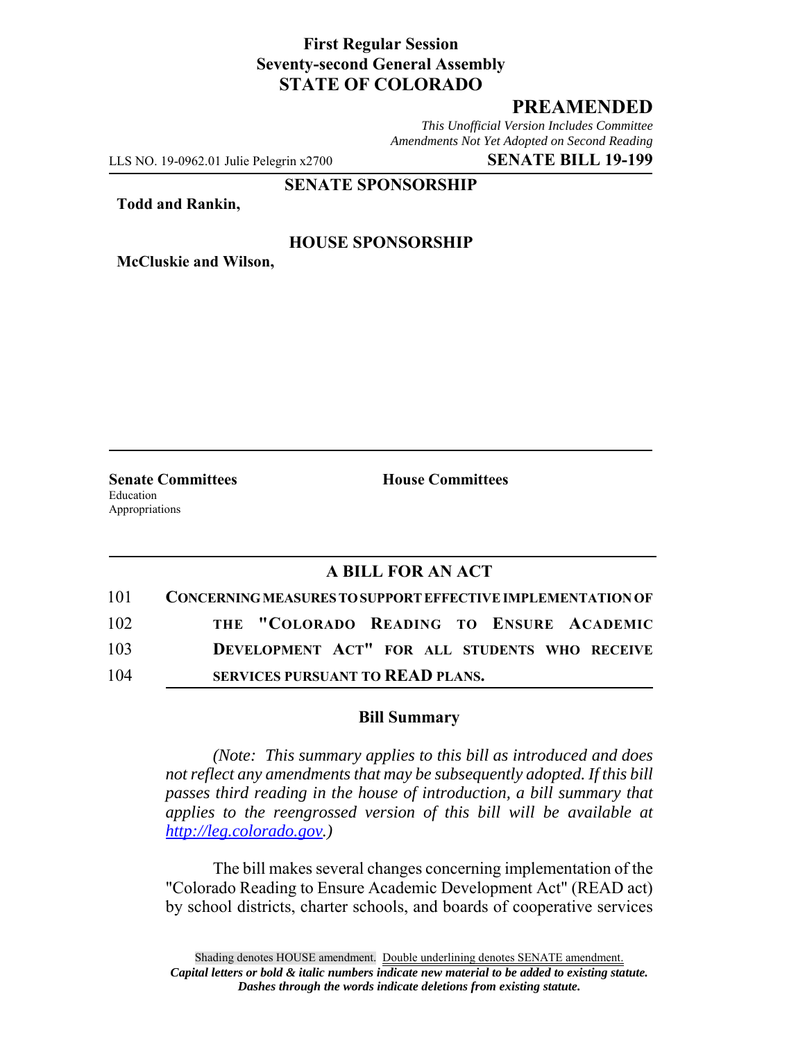**First Regular Session**
**Seventy-second General Assembly**
**STATE OF COLORADO**

# PREAMENDED

*This Unofficial Version Includes Committee Amendments Not Yet Adopted on Second Reading*

LLS NO. 19-0962.01 Julie Pelegrin x2700 **SENATE BILL 19-199**

**SENATE SPONSORSHIP**

**Todd and Rankin,**

**HOUSE SPONSORSHIP**

**McCluskie and Wilson,**

**Senate Committees**
Education
Appropriations

**House Committees**

## A BILL FOR AN ACT

101 **CONCERNING MEASURES TO SUPPORT EFFECTIVE IMPLEMENTATION OF**
102 **THE "COLORADO READING TO ENSURE ACADEMIC**
103 **DEVELOPMENT ACT" FOR ALL STUDENTS WHO RECEIVE**
104 **SERVICES PURSUANT TO READ PLANS.**

### Bill Summary

*(Note: This summary applies to this bill as introduced and does not reflect any amendments that may be subsequently adopted. If this bill passes third reading in the house of introduction, a bill summary that applies to the reengrossed version of this bill will be available at http://leg.colorado.gov.)*

The bill makes several changes concerning implementation of the "Colorado Reading to Ensure Academic Development Act" (READ act) by school districts, charter schools, and boards of cooperative services

Shading denotes HOUSE amendment. Double underlining denotes SENATE amendment.
*Capital letters or bold & italic numbers indicate new material to be added to existing statute.*
*Dashes through the words indicate deletions from existing statute.*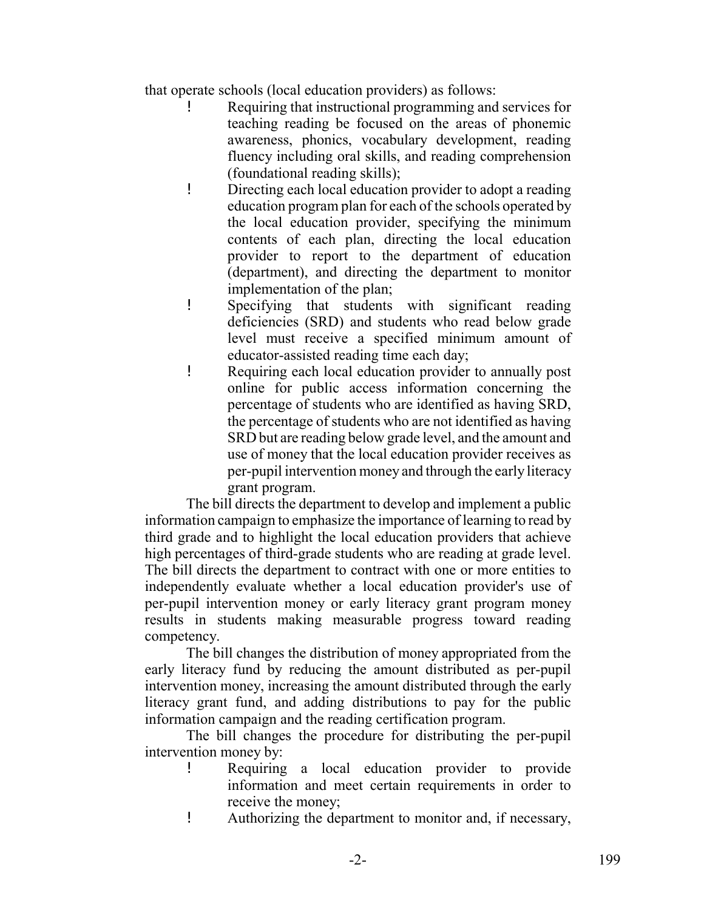that operate schools (local education providers) as follows:

- Requiring that instructional programming and services for teaching reading be focused on the areas of phonemic awareness, phonics, vocabulary development, reading fluency including oral skills, and reading comprehension (foundational reading skills);
- Directing each local education provider to adopt a reading education program plan for each of the schools operated by the local education provider, specifying the minimum contents of each plan, directing the local education provider to report to the department of education (department), and directing the department to monitor implementation of the plan;
- Specifying that students with significant reading deficiencies (SRD) and students who read below grade level must receive a specified minimum amount of educator-assisted reading time each day;
- Requiring each local education provider to annually post online for public access information concerning the percentage of students who are identified as having SRD, the percentage of students who are not identified as having SRD but are reading below grade level, and the amount and use of money that the local education provider receives as per-pupil intervention money and through the early literacy grant program.

The bill directs the department to develop and implement a public information campaign to emphasize the importance of learning to read by third grade and to highlight the local education providers that achieve high percentages of third-grade students who are reading at grade level. The bill directs the department to contract with one or more entities to independently evaluate whether a local education provider's use of per-pupil intervention money or early literacy grant program money results in students making measurable progress toward reading competency.

The bill changes the distribution of money appropriated from the early literacy fund by reducing the amount distributed as per-pupil intervention money, increasing the amount distributed through the early literacy grant fund, and adding distributions to pay for the public information campaign and the reading certification program.

The bill changes the procedure for distributing the per-pupil intervention money by:

- Requiring a local education provider to provide information and meet certain requirements in order to receive the money;
- Authorizing the department to monitor and, if necessary,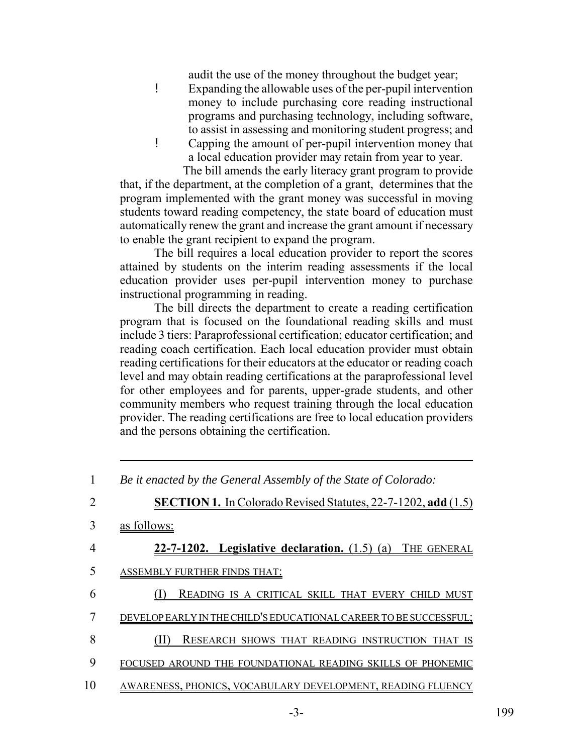audit the use of the money throughout the budget year;

- Expanding the allowable uses of the per-pupil intervention money to include purchasing core reading instructional programs and purchasing technology, including software, to assist in assessing and monitoring student progress; and
- Capping the amount of per-pupil intervention money that a local education provider may retain from year to year.

The bill amends the early literacy grant program to provide that, if the department, at the completion of a grant, determines that the program implemented with the grant money was successful in moving students toward reading competency, the state board of education must automatically renew the grant and increase the grant amount if necessary to enable the grant recipient to expand the program.

The bill requires a local education provider to report the scores attained by students on the interim reading assessments if the local education provider uses per-pupil intervention money to purchase instructional programming in reading.

The bill directs the department to create a reading certification program that is focused on the foundational reading skills and must include 3 tiers: Paraprofessional certification; educator certification; and reading coach certification. Each local education provider must obtain reading certifications for their educators at the educator or reading coach level and may obtain reading certifications at the paraprofessional level for other employees and for parents, upper-grade students, and other community members who request training through the local education provider. The reading certifications are free to local education providers and the persons obtaining the certification.

---

1 *Be it enacted by the General Assembly of the State of Colorado:*

2 **SECTION 1.** In Colorado Revised Statutes, 22-7-1202, **add** (1.5)

3 as follows:

4 **22-7-1202. Legislative declaration.** (1.5) (a) THE GENERAL

5 ASSEMBLY FURTHER FINDS THAT:

6 (I) READING IS A CRITICAL SKILL THAT EVERY CHILD MUST

7 DEVELOP EARLY IN THE CHILD'S EDUCATIONAL CAREER TO BE SUCCESSFUL;

8 (II) RESEARCH SHOWS THAT READING INSTRUCTION THAT IS

9 FOCUSED AROUND THE FOUNDATIONAL READING SKILLS OF PHONEMIC

10 AWARENESS, PHONICS, VOCABULARY DEVELOPMENT, READING FLUENCY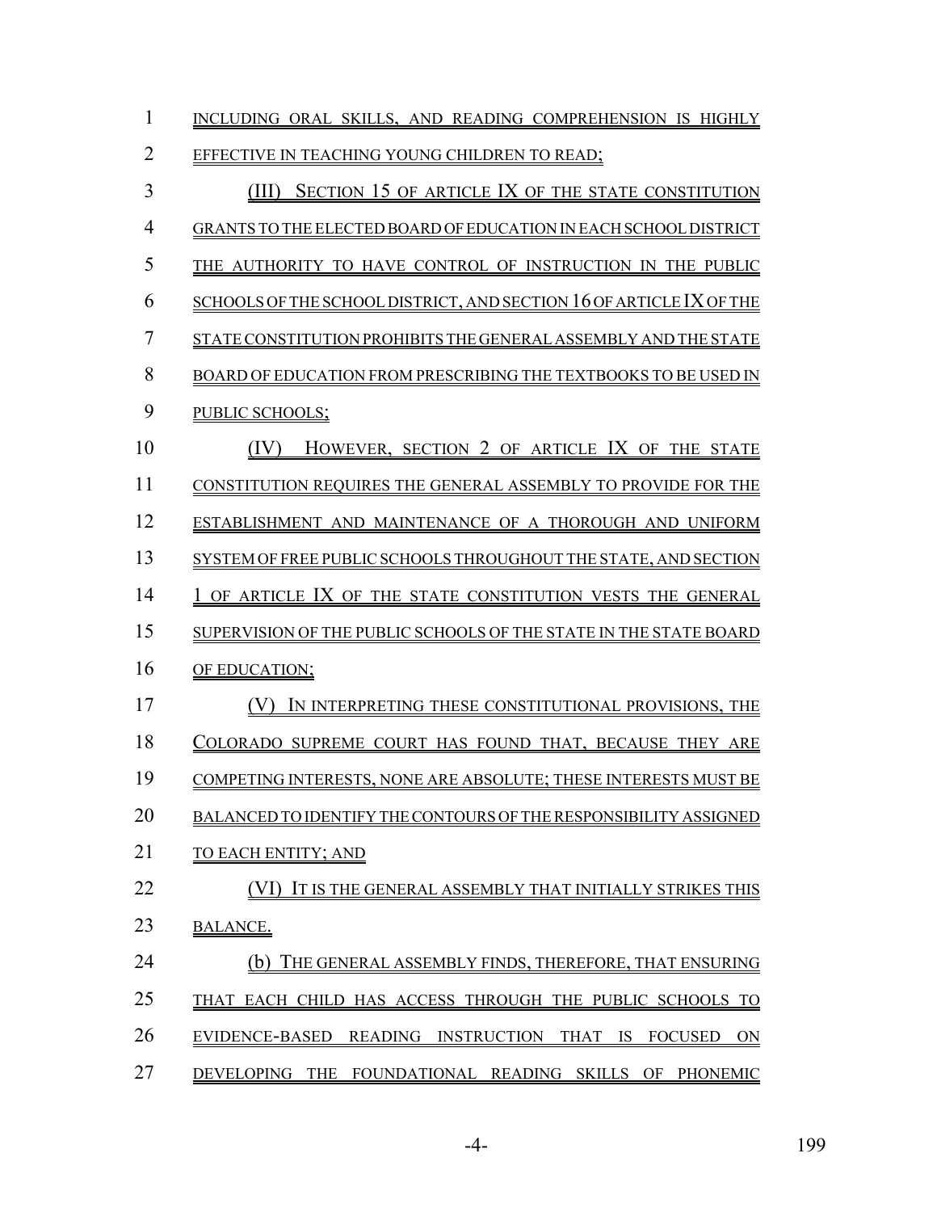INCLUDING ORAL SKILLS, AND READING COMPREHENSION IS HIGHLY EFFECTIVE IN TEACHING YOUNG CHILDREN TO READ;

(III) SECTION 15 OF ARTICLE IX OF THE STATE CONSTITUTION GRANTS TO THE ELECTED BOARD OF EDUCATION IN EACH SCHOOL DISTRICT THE AUTHORITY TO HAVE CONTROL OF INSTRUCTION IN THE PUBLIC SCHOOLS OF THE SCHOOL DISTRICT, AND SECTION 16 OF ARTICLE IX OF THE STATE CONSTITUTION PROHIBITS THE GENERAL ASSEMBLY AND THE STATE BOARD OF EDUCATION FROM PRESCRIBING THE TEXTBOOKS TO BE USED IN PUBLIC SCHOOLS;

(IV) HOWEVER, SECTION 2 OF ARTICLE IX OF THE STATE CONSTITUTION REQUIRES THE GENERAL ASSEMBLY TO PROVIDE FOR THE ESTABLISHMENT AND MAINTENANCE OF A THOROUGH AND UNIFORM SYSTEM OF FREE PUBLIC SCHOOLS THROUGHOUT THE STATE, AND SECTION 1 OF ARTICLE IX OF THE STATE CONSTITUTION VESTS THE GENERAL SUPERVISION OF THE PUBLIC SCHOOLS OF THE STATE IN THE STATE BOARD OF EDUCATION;

(V) IN INTERPRETING THESE CONSTITUTIONAL PROVISIONS, THE COLORADO SUPREME COURT HAS FOUND THAT, BECAUSE THEY ARE COMPETING INTERESTS, NONE ARE ABSOLUTE; THESE INTERESTS MUST BE BALANCED TO IDENTIFY THE CONTOURS OF THE RESPONSIBILITY ASSIGNED TO EACH ENTITY; AND

(VI) IT IS THE GENERAL ASSEMBLY THAT INITIALLY STRIKES THIS BALANCE.

(b) THE GENERAL ASSEMBLY FINDS, THEREFORE, THAT ENSURING THAT EACH CHILD HAS ACCESS THROUGH THE PUBLIC SCHOOLS TO EVIDENCE-BASED READING INSTRUCTION THAT IS FOCUSED ON DEVELOPING THE FOUNDATIONAL READING SKILLS OF PHONEMIC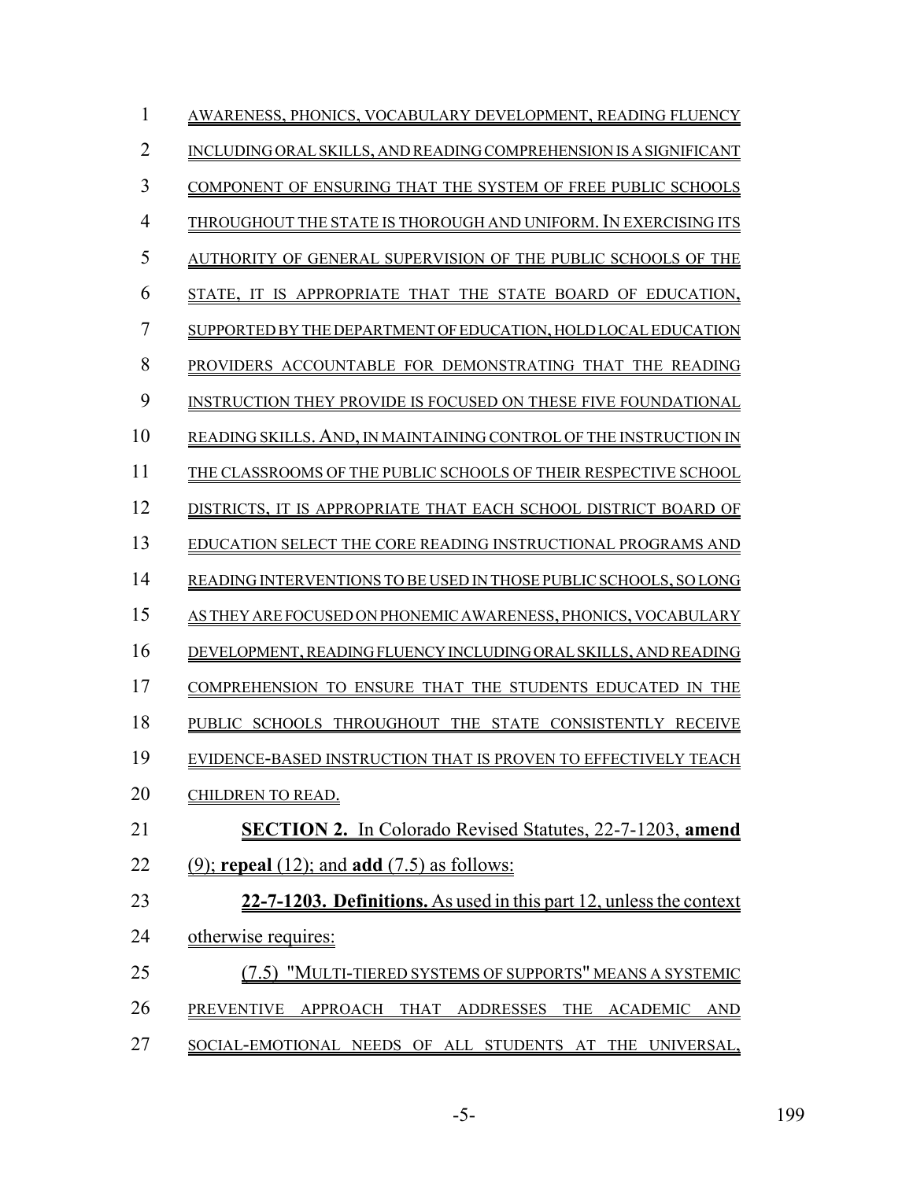AWARENESS, PHONICS, VOCABULARY DEVELOPMENT, READING FLUENCY INCLUDING ORAL SKILLS, AND READING COMPREHENSION IS A SIGNIFICANT COMPONENT OF ENSURING THAT THE SYSTEM OF FREE PUBLIC SCHOOLS THROUGHOUT THE STATE IS THOROUGH AND UNIFORM. IN EXERCISING ITS AUTHORITY OF GENERAL SUPERVISION OF THE PUBLIC SCHOOLS OF THE STATE, IT IS APPROPRIATE THAT THE STATE BOARD OF EDUCATION, SUPPORTED BY THE DEPARTMENT OF EDUCATION, HOLD LOCAL EDUCATION PROVIDERS ACCOUNTABLE FOR DEMONSTRATING THAT THE READING INSTRUCTION THEY PROVIDE IS FOCUSED ON THESE FIVE FOUNDATIONAL READING SKILLS. AND, IN MAINTAINING CONTROL OF THE INSTRUCTION IN THE CLASSROOMS OF THE PUBLIC SCHOOLS OF THEIR RESPECTIVE SCHOOL DISTRICTS, IT IS APPROPRIATE THAT EACH SCHOOL DISTRICT BOARD OF EDUCATION SELECT THE CORE READING INSTRUCTIONAL PROGRAMS AND READING INTERVENTIONS TO BE USED IN THOSE PUBLIC SCHOOLS, SO LONG AS THEY ARE FOCUSED ON PHONEMIC AWARENESS, PHONICS, VOCABULARY DEVELOPMENT, READING FLUENCY INCLUDING ORAL SKILLS, AND READING COMPREHENSION TO ENSURE THAT THE STUDENTS EDUCATED IN THE PUBLIC SCHOOLS THROUGHOUT THE STATE CONSISTENTLY RECEIVE EVIDENCE-BASED INSTRUCTION THAT IS PROVEN TO EFFECTIVELY TEACH CHILDREN TO READ.

**SECTION 2.** In Colorado Revised Statutes, 22-7-1203, **amend** (9); **repeal** (12); and **add** (7.5) as follows:

**22-7-1203. Definitions.** As used in this part 12, unless the context otherwise requires:

(7.5) "MULTI-TIERED SYSTEMS OF SUPPORTS" MEANS A SYSTEMIC PREVENTIVE APPROACH THAT ADDRESSES THE ACADEMIC AND SOCIAL-EMOTIONAL NEEDS OF ALL STUDENTS AT THE UNIVERSAL,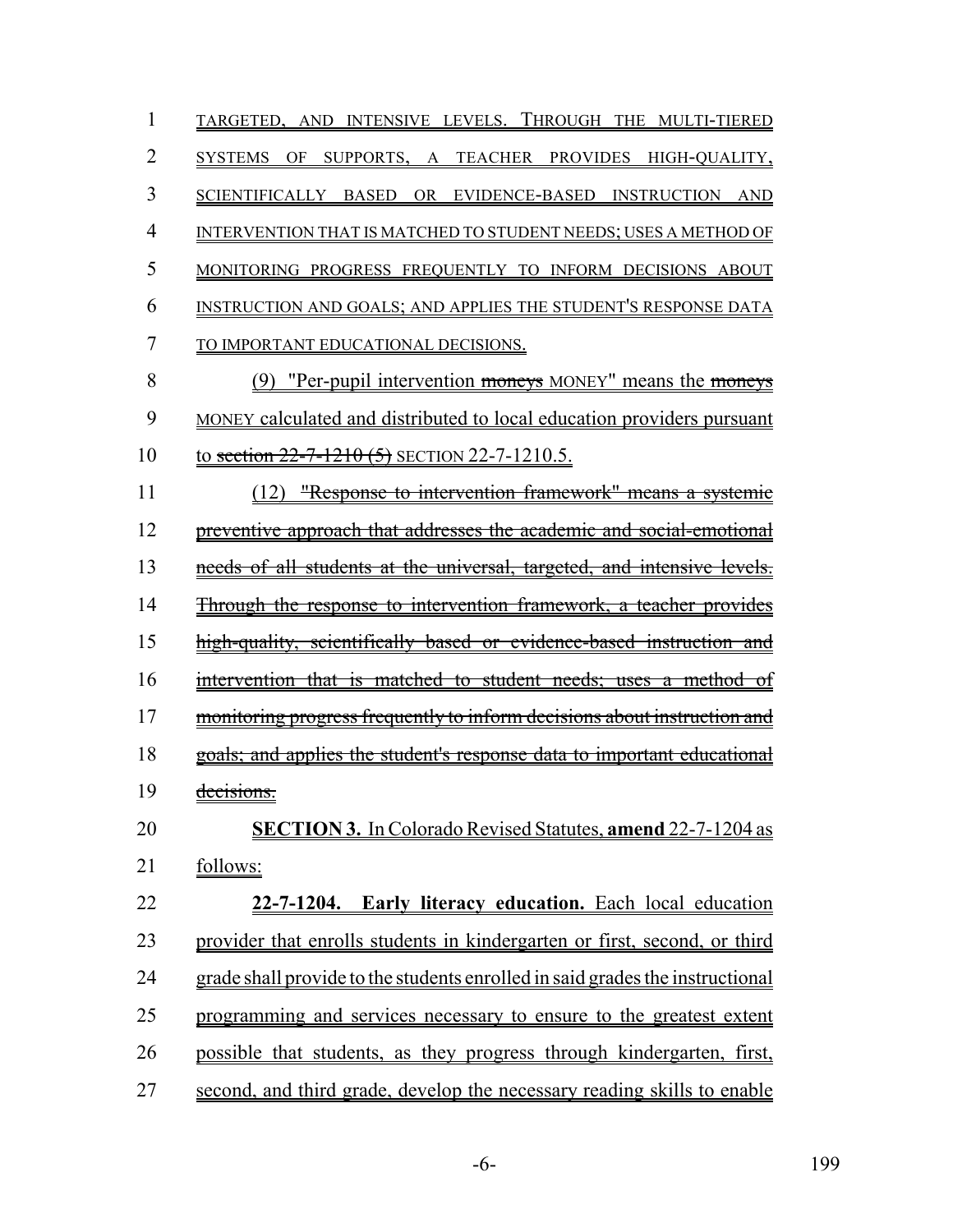TARGETED, AND INTENSIVE LEVELS. THROUGH THE MULTI-TIERED SYSTEMS OF SUPPORTS, A TEACHER PROVIDES HIGH-QUALITY, SCIENTIFICALLY BASED OR EVIDENCE-BASED INSTRUCTION AND INTERVENTION THAT IS MATCHED TO STUDENT NEEDS; USES A METHOD OF MONITORING PROGRESS FREQUENTLY TO INFORM DECISIONS ABOUT INSTRUCTION AND GOALS; AND APPLIES THE STUDENT'S RESPONSE DATA TO IMPORTANT EDUCATIONAL DECISIONS.

(9) "Per-pupil intervention ~~moneys~~ MONEY" means the ~~moneys~~ MONEY calculated and distributed to local education providers pursuant to ~~section 22-7-1210 (5)~~ SECTION 22-7-1210.5.

~~(12) "Response to intervention framework" means a systemic preventive approach that addresses the academic and social-emotional needs of all students at the universal, targeted, and intensive levels. Through the response to intervention framework, a teacher provides high-quality, scientifically based or evidence-based instruction and intervention that is matched to student needs; uses a method of monitoring progress frequently to inform decisions about instruction and goals; and applies the student's response data to important educational decisions.~~

**SECTION 3.** In Colorado Revised Statutes, **amend** 22-7-1204 as follows:

**22-7-1204. Early literacy education.** Each local education provider that enrolls students in kindergarten or first, second, or third grade shall provide to the students enrolled in said grades the instructional programming and services necessary to ensure to the greatest extent possible that students, as they progress through kindergarten, first, second, and third grade, develop the necessary reading skills to enable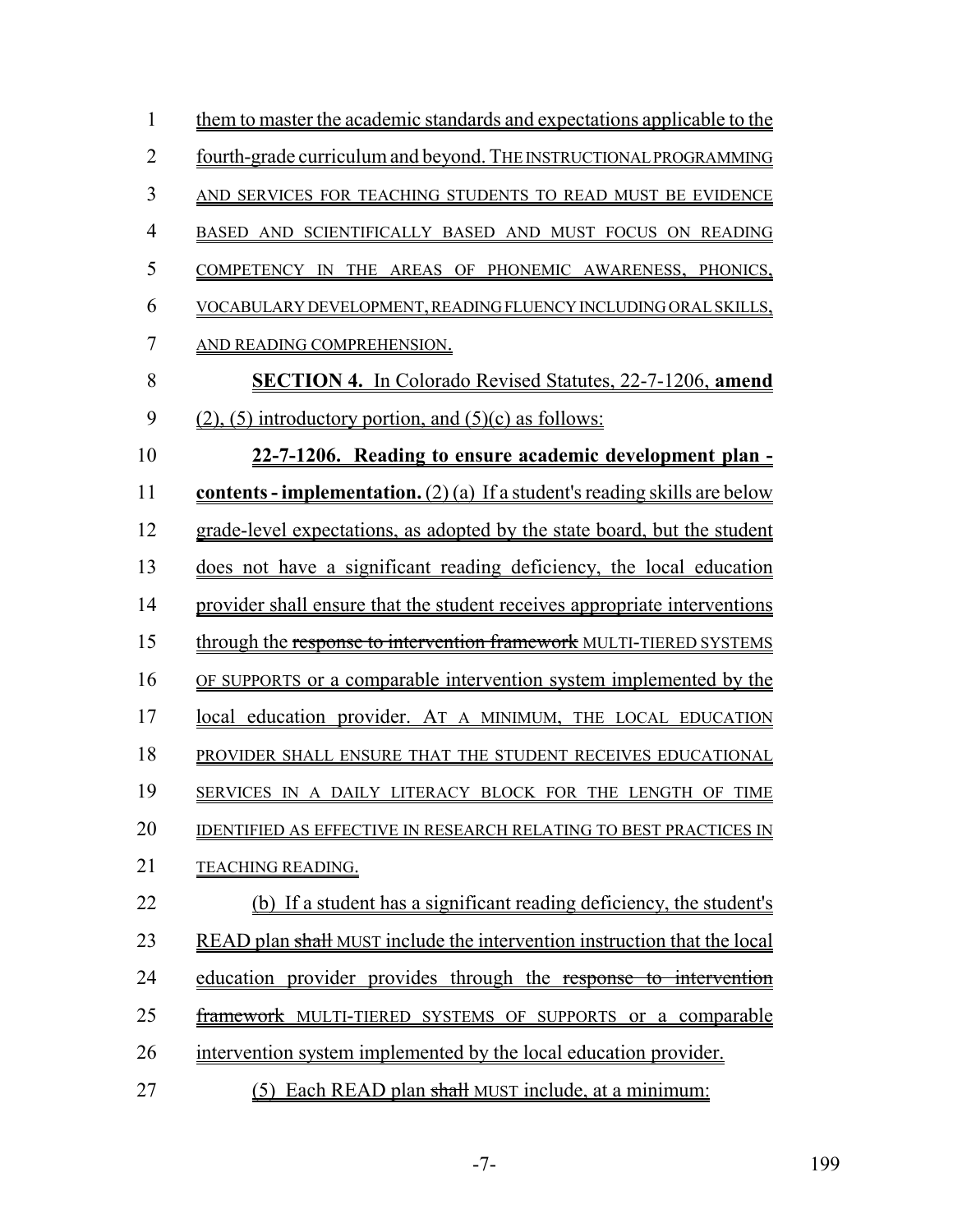them to master the academic standards and expectations applicable to the fourth-grade curriculum and beyond. THE INSTRUCTIONAL PROGRAMMING AND SERVICES FOR TEACHING STUDENTS TO READ MUST BE EVIDENCE BASED AND SCIENTIFICALLY BASED AND MUST FOCUS ON READING COMPETENCY IN THE AREAS OF PHONEMIC AWARENESS, PHONICS, VOCABULARY DEVELOPMENT, READING FLUENCY INCLUDING ORAL SKILLS, AND READING COMPREHENSION.

**SECTION 4.** In Colorado Revised Statutes, 22-7-1206, **amend** (2), (5) introductory portion, and (5)(c) as follows:

**22-7-1206. Reading to ensure academic development plan - contents - implementation.** (2) (a) If a student's reading skills are below grade-level expectations, as adopted by the state board, but the student does not have a significant reading deficiency, the local education provider shall ensure that the student receives appropriate interventions through the ~~response to intervention framework~~ MULTI-TIERED SYSTEMS OF SUPPORTS or a comparable intervention system implemented by the local education provider. AT A MINIMUM, THE LOCAL EDUCATION PROVIDER SHALL ENSURE THAT THE STUDENT RECEIVES EDUCATIONAL SERVICES IN A DAILY LITERACY BLOCK FOR THE LENGTH OF TIME IDENTIFIED AS EFFECTIVE IN RESEARCH RELATING TO BEST PRACTICES IN TEACHING READING.

(b) If a student has a significant reading deficiency, the student's READ plan ~~shall~~ MUST include the intervention instruction that the local education provider provides through the ~~response to intervention framework~~ MULTI-TIERED SYSTEMS OF SUPPORTS or a comparable intervention system implemented by the local education provider.

(5) Each READ plan ~~shall~~ MUST include, at a minimum: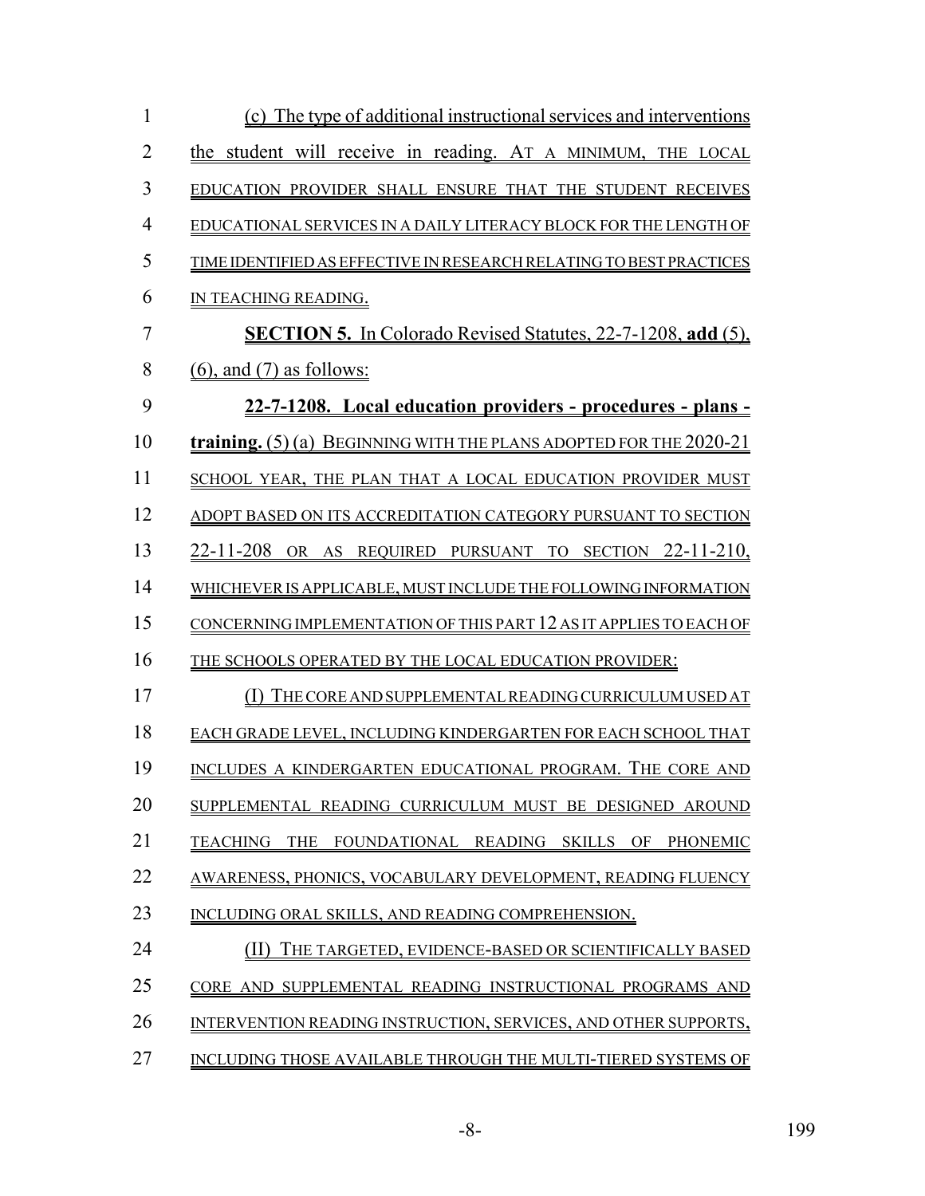(c) The type of additional instructional services and interventions the student will receive in reading. AT A MINIMUM, THE LOCAL EDUCATION PROVIDER SHALL ENSURE THAT THE STUDENT RECEIVES EDUCATIONAL SERVICES IN A DAILY LITERACY BLOCK FOR THE LENGTH OF TIME IDENTIFIED AS EFFECTIVE IN RESEARCH RELATING TO BEST PRACTICES IN TEACHING READING.

**SECTION 5.** In Colorado Revised Statutes, 22-7-1208, **add** (5), (6), and (7) as follows:

**22-7-1208. Local education providers - procedures - plans - training.** (5) (a) BEGINNING WITH THE PLANS ADOPTED FOR THE 2020-21 SCHOOL YEAR, THE PLAN THAT A LOCAL EDUCATION PROVIDER MUST ADOPT BASED ON ITS ACCREDITATION CATEGORY PURSUANT TO SECTION 22-11-208 OR AS REQUIRED PURSUANT TO SECTION 22-11-210, WHICHEVER IS APPLICABLE, MUST INCLUDE THE FOLLOWING INFORMATION CONCERNING IMPLEMENTATION OF THIS PART 12 AS IT APPLIES TO EACH OF THE SCHOOLS OPERATED BY THE LOCAL EDUCATION PROVIDER:

(I) THE CORE AND SUPPLEMENTAL READING CURRICULUM USED AT EACH GRADE LEVEL, INCLUDING KINDERGARTEN FOR EACH SCHOOL THAT INCLUDES A KINDERGARTEN EDUCATIONAL PROGRAM. THE CORE AND SUPPLEMENTAL READING CURRICULUM MUST BE DESIGNED AROUND TEACHING THE FOUNDATIONAL READING SKILLS OF PHONEMIC AWARENESS, PHONICS, VOCABULARY DEVELOPMENT, READING FLUENCY INCLUDING ORAL SKILLS, AND READING COMPREHENSION.

(II) THE TARGETED, EVIDENCE-BASED OR SCIENTIFICALLY BASED CORE AND SUPPLEMENTAL READING INSTRUCTIONAL PROGRAMS AND INTERVENTION READING INSTRUCTION, SERVICES, AND OTHER SUPPORTS, INCLUDING THOSE AVAILABLE THROUGH THE MULTI-TIERED SYSTEMS OF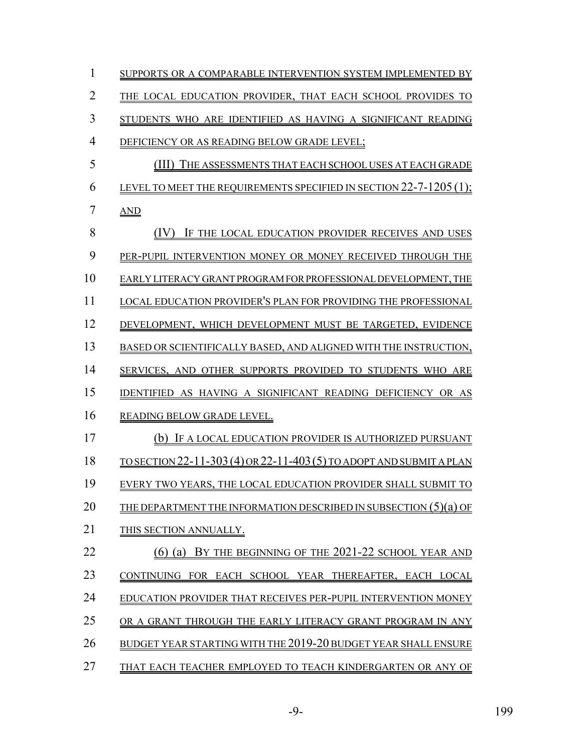SUPPORTS OR A COMPARABLE INTERVENTION SYSTEM IMPLEMENTED BY THE LOCAL EDUCATION PROVIDER, THAT EACH SCHOOL PROVIDES TO STUDENTS WHO ARE IDENTIFIED AS HAVING A SIGNIFICANT READING DEFICIENCY OR AS READING BELOW GRADE LEVEL;

(III) THE ASSESSMENTS THAT EACH SCHOOL USES AT EACH GRADE LEVEL TO MEET THE REQUIREMENTS SPECIFIED IN SECTION 22-7-1205 (1); AND

(IV) IF THE LOCAL EDUCATION PROVIDER RECEIVES AND USES PER-PUPIL INTERVENTION MONEY OR MONEY RECEIVED THROUGH THE EARLY LITERACY GRANT PROGRAM FOR PROFESSIONAL DEVELOPMENT, THE LOCAL EDUCATION PROVIDER'S PLAN FOR PROVIDING THE PROFESSIONAL DEVELOPMENT, WHICH DEVELOPMENT MUST BE TARGETED, EVIDENCE BASED OR SCIENTIFICALLY BASED, AND ALIGNED WITH THE INSTRUCTION, SERVICES, AND OTHER SUPPORTS PROVIDED TO STUDENTS WHO ARE IDENTIFIED AS HAVING A SIGNIFICANT READING DEFICIENCY OR AS READING BELOW GRADE LEVEL.

(b) IF A LOCAL EDUCATION PROVIDER IS AUTHORIZED PURSUANT TO SECTION 22-11-303 (4) OR 22-11-403 (5) TO ADOPT AND SUBMIT A PLAN EVERY TWO YEARS, THE LOCAL EDUCATION PROVIDER SHALL SUBMIT TO THE DEPARTMENT THE INFORMATION DESCRIBED IN SUBSECTION (5)(a) OF THIS SECTION ANNUALLY.

(6) (a) BY THE BEGINNING OF THE 2021-22 SCHOOL YEAR AND CONTINUING FOR EACH SCHOOL YEAR THEREAFTER, EACH LOCAL EDUCATION PROVIDER THAT RECEIVES PER-PUPIL INTERVENTION MONEY OR A GRANT THROUGH THE EARLY LITERACY GRANT PROGRAM IN ANY BUDGET YEAR STARTING WITH THE 2019-20 BUDGET YEAR SHALL ENSURE THAT EACH TEACHER EMPLOYED TO TEACH KINDERGARTEN OR ANY OF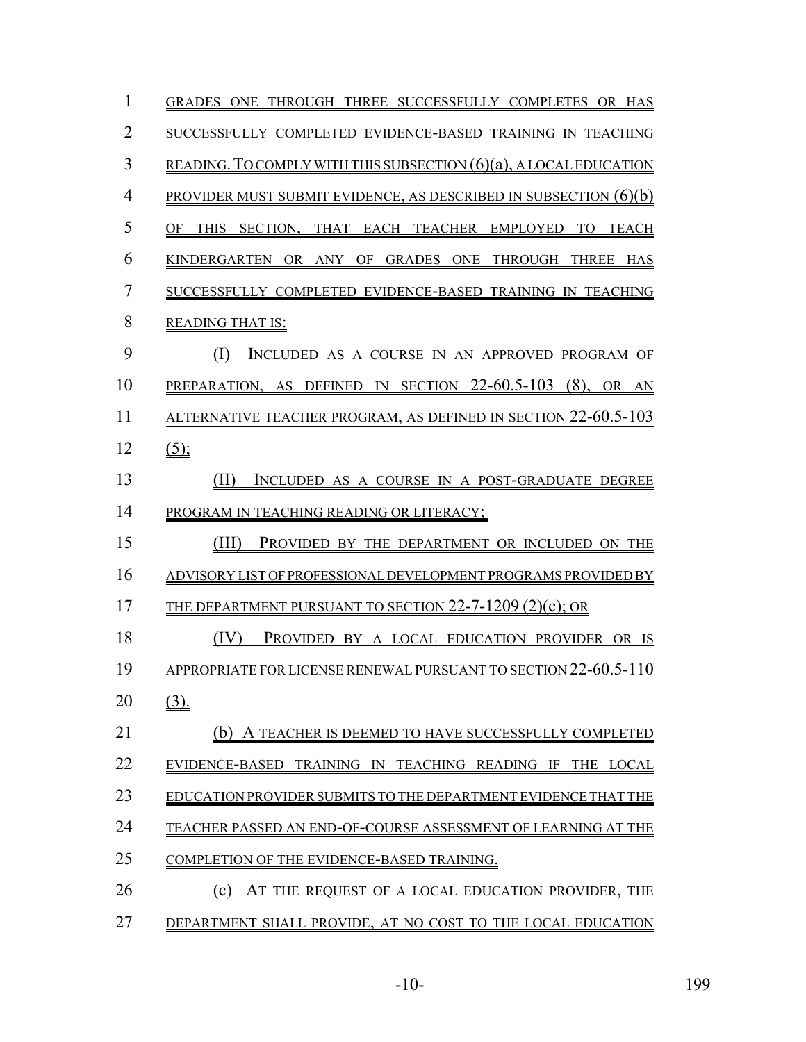GRADES ONE THROUGH THREE SUCCESSFULLY COMPLETES OR HAS SUCCESSFULLY COMPLETED EVIDENCE-BASED TRAINING IN TEACHING READING. TO COMPLY WITH THIS SUBSECTION (6)(a), A LOCAL EDUCATION PROVIDER MUST SUBMIT EVIDENCE, AS DESCRIBED IN SUBSECTION (6)(b) OF THIS SECTION, THAT EACH TEACHER EMPLOYED TO TEACH KINDERGARTEN OR ANY OF GRADES ONE THROUGH THREE HAS SUCCESSFULLY COMPLETED EVIDENCE-BASED TRAINING IN TEACHING READING THAT IS:

(I) INCLUDED AS A COURSE IN AN APPROVED PROGRAM OF PREPARATION, AS DEFINED IN SECTION 22-60.5-103 (8), OR AN ALTERNATIVE TEACHER PROGRAM, AS DEFINED IN SECTION 22-60.5-103 (5);

(II) INCLUDED AS A COURSE IN A POST-GRADUATE DEGREE PROGRAM IN TEACHING READING OR LITERACY;

(III) PROVIDED BY THE DEPARTMENT OR INCLUDED ON THE ADVISORY LIST OF PROFESSIONAL DEVELOPMENT PROGRAMS PROVIDED BY THE DEPARTMENT PURSUANT TO SECTION 22-7-1209 (2)(c); OR

(IV) PROVIDED BY A LOCAL EDUCATION PROVIDER OR IS APPROPRIATE FOR LICENSE RENEWAL PURSUANT TO SECTION 22-60.5-110 (3).

(b) A TEACHER IS DEEMED TO HAVE SUCCESSFULLY COMPLETED EVIDENCE-BASED TRAINING IN TEACHING READING IF THE LOCAL EDUCATION PROVIDER SUBMITS TO THE DEPARTMENT EVIDENCE THAT THE TEACHER PASSED AN END-OF-COURSE ASSESSMENT OF LEARNING AT THE COMPLETION OF THE EVIDENCE-BASED TRAINING.

(c) AT THE REQUEST OF A LOCAL EDUCATION PROVIDER, THE DEPARTMENT SHALL PROVIDE, AT NO COST TO THE LOCAL EDUCATION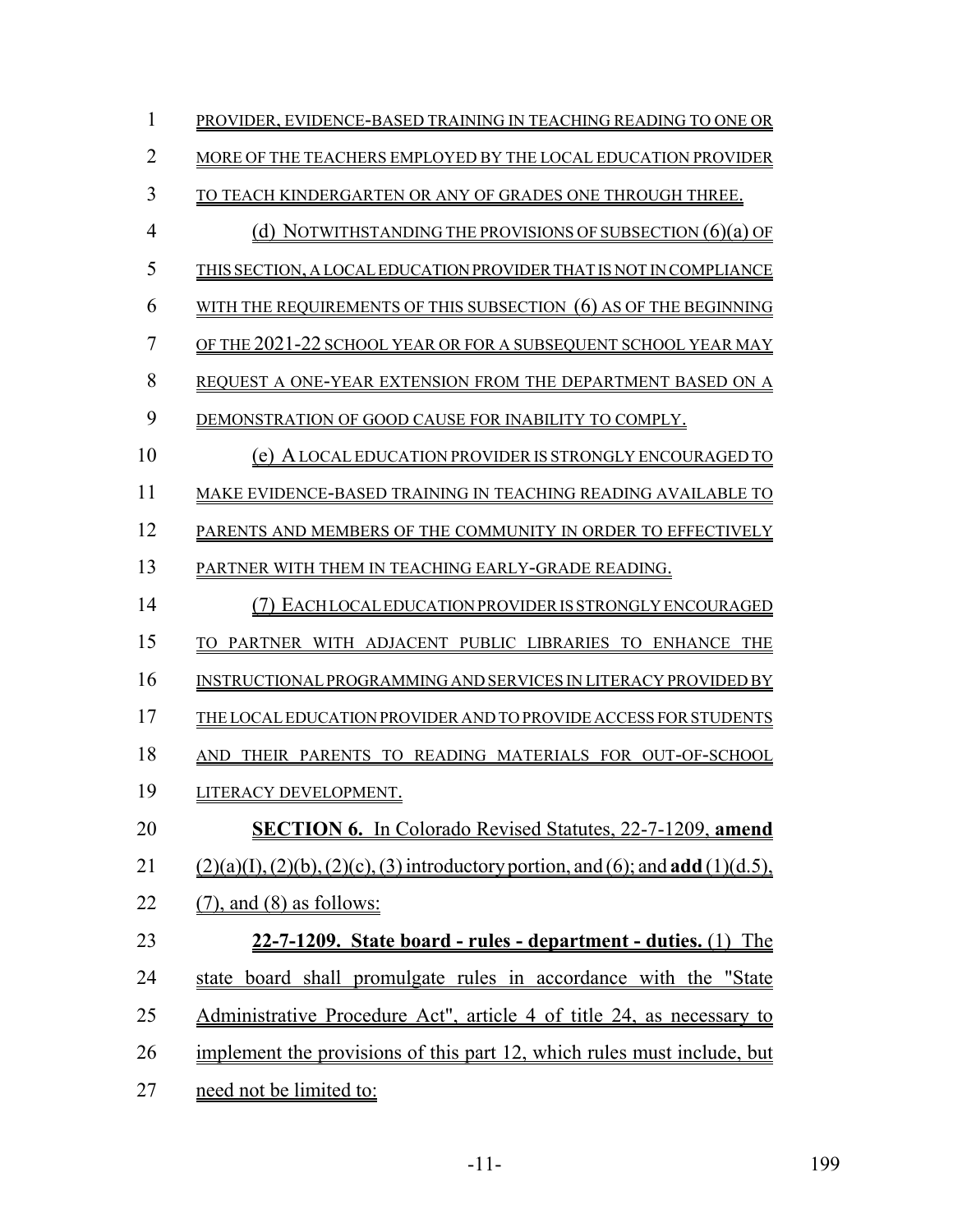PROVIDER, EVIDENCE-BASED TRAINING IN TEACHING READING TO ONE OR MORE OF THE TEACHERS EMPLOYED BY THE LOCAL EDUCATION PROVIDER TO TEACH KINDERGARTEN OR ANY OF GRADES ONE THROUGH THREE.

(d) NOTWITHSTANDING THE PROVISIONS OF SUBSECTION (6)(a) OF THIS SECTION, A LOCAL EDUCATION PROVIDER THAT IS NOT IN COMPLIANCE WITH THE REQUIREMENTS OF THIS SUBSECTION (6) AS OF THE BEGINNING OF THE 2021-22 SCHOOL YEAR OR FOR A SUBSEQUENT SCHOOL YEAR MAY REQUEST A ONE-YEAR EXTENSION FROM THE DEPARTMENT BASED ON A DEMONSTRATION OF GOOD CAUSE FOR INABILITY TO COMPLY.

(e) A LOCAL EDUCATION PROVIDER IS STRONGLY ENCOURAGED TO MAKE EVIDENCE-BASED TRAINING IN TEACHING READING AVAILABLE TO PARENTS AND MEMBERS OF THE COMMUNITY IN ORDER TO EFFECTIVELY PARTNER WITH THEM IN TEACHING EARLY-GRADE READING.

(7) EACH LOCAL EDUCATION PROVIDER IS STRONGLY ENCOURAGED TO PARTNER WITH ADJACENT PUBLIC LIBRARIES TO ENHANCE THE INSTRUCTIONAL PROGRAMMING AND SERVICES IN LITERACY PROVIDED BY THE LOCAL EDUCATION PROVIDER AND TO PROVIDE ACCESS FOR STUDENTS AND THEIR PARENTS TO READING MATERIALS FOR OUT-OF-SCHOOL LITERACY DEVELOPMENT.

**SECTION 6.** In Colorado Revised Statutes, 22-7-1209, **amend** (2)(a)(I), (2)(b), (2)(c), (3) introductory portion, and (6); and **add** (1)(d.5), (7), and (8) as follows:

**22-7-1209. State board - rules - department - duties.** (1) The state board shall promulgate rules in accordance with the "State Administrative Procedure Act", article 4 of title 24, as necessary to implement the provisions of this part 12, which rules must include, but need not be limited to: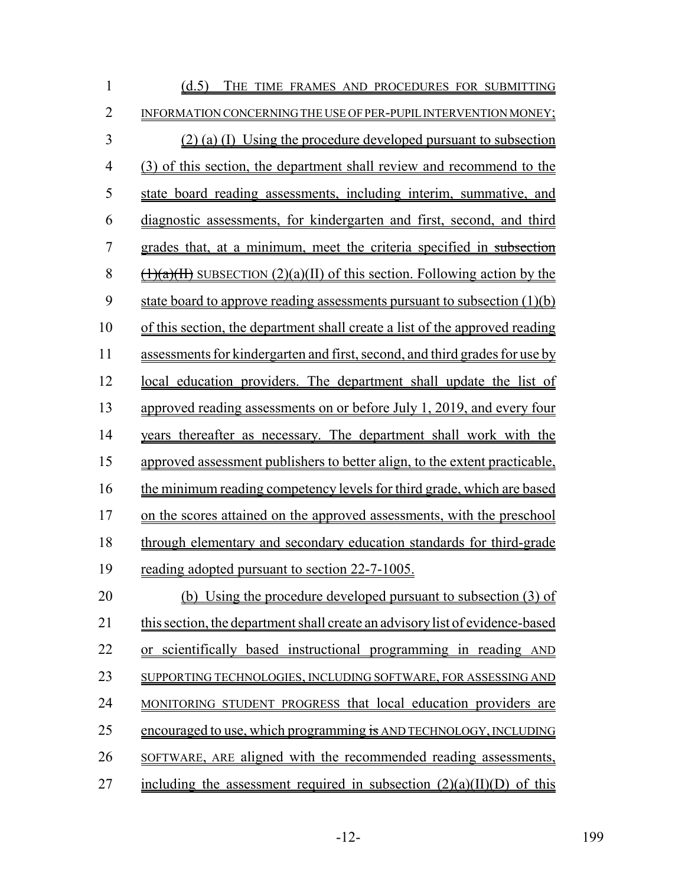(d.5) THE TIME FRAMES AND PROCEDURES FOR SUBMITTING INFORMATION CONCERNING THE USE OF PER-PUPIL INTERVENTION MONEY;

(2) (a) (I) Using the procedure developed pursuant to subsection (3) of this section, the department shall review and recommend to the state board reading assessments, including interim, summative, and diagnostic assessments, for kindergarten and first, second, and third grades that, at a minimum, meet the criteria specified in ~~subsection (1)(a)(II)~~ SUBSECTION (2)(a)(II) of this section. Following action by the state board to approve reading assessments pursuant to subsection (1)(b) of this section, the department shall create a list of the approved reading assessments for kindergarten and first, second, and third grades for use by local education providers. The department shall update the list of approved reading assessments on or before July 1, 2019, and every four years thereafter as necessary. The department shall work with the approved assessment publishers to better align, to the extent practicable, the minimum reading competency levels for third grade, which are based on the scores attained on the approved assessments, with the preschool through elementary and secondary education standards for third-grade reading adopted pursuant to section 22-7-1005.

(b) Using the procedure developed pursuant to subsection (3) of this section, the department shall create an advisory list of evidence-based or scientifically based instructional programming in reading AND SUPPORTING TECHNOLOGIES, INCLUDING SOFTWARE, FOR ASSESSING AND MONITORING STUDENT PROGRESS that local education providers are encouraged to use, which programming ~~is~~ AND TECHNOLOGY, INCLUDING SOFTWARE, ARE aligned with the recommended reading assessments, including the assessment required in subsection (2)(a)(II)(D) of this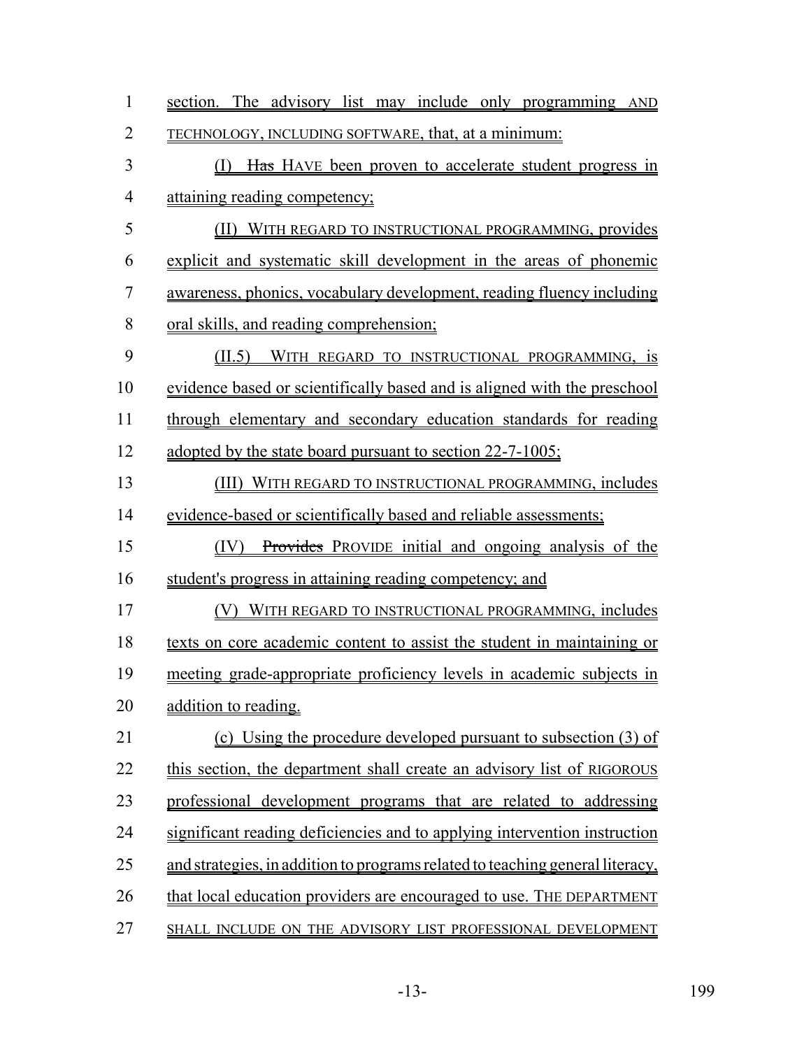section. The advisory list may include only programming AND TECHNOLOGY, INCLUDING SOFTWARE, that, at a minimum:

(I) ~~Has~~ HAVE been proven to accelerate student progress in attaining reading competency;

(II) WITH REGARD TO INSTRUCTIONAL PROGRAMMING, provides explicit and systematic skill development in the areas of phonemic awareness, phonics, vocabulary development, reading fluency including oral skills, and reading comprehension;

(II.5) WITH REGARD TO INSTRUCTIONAL PROGRAMMING, is evidence based or scientifically based and is aligned with the preschool through elementary and secondary education standards for reading adopted by the state board pursuant to section 22-7-1005;

(III) WITH REGARD TO INSTRUCTIONAL PROGRAMMING, includes evidence-based or scientifically based and reliable assessments;

(IV) ~~Provides~~ PROVIDE initial and ongoing analysis of the student's progress in attaining reading competency; and

(V) WITH REGARD TO INSTRUCTIONAL PROGRAMMING, includes texts on core academic content to assist the student in maintaining or meeting grade-appropriate proficiency levels in academic subjects in addition to reading.

(c) Using the procedure developed pursuant to subsection (3) of this section, the department shall create an advisory list of RIGOROUS professional development programs that are related to addressing significant reading deficiencies and to applying intervention instruction and strategies, in addition to programs related to teaching general literacy, that local education providers are encouraged to use. THE DEPARTMENT SHALL INCLUDE ON THE ADVISORY LIST PROFESSIONAL DEVELOPMENT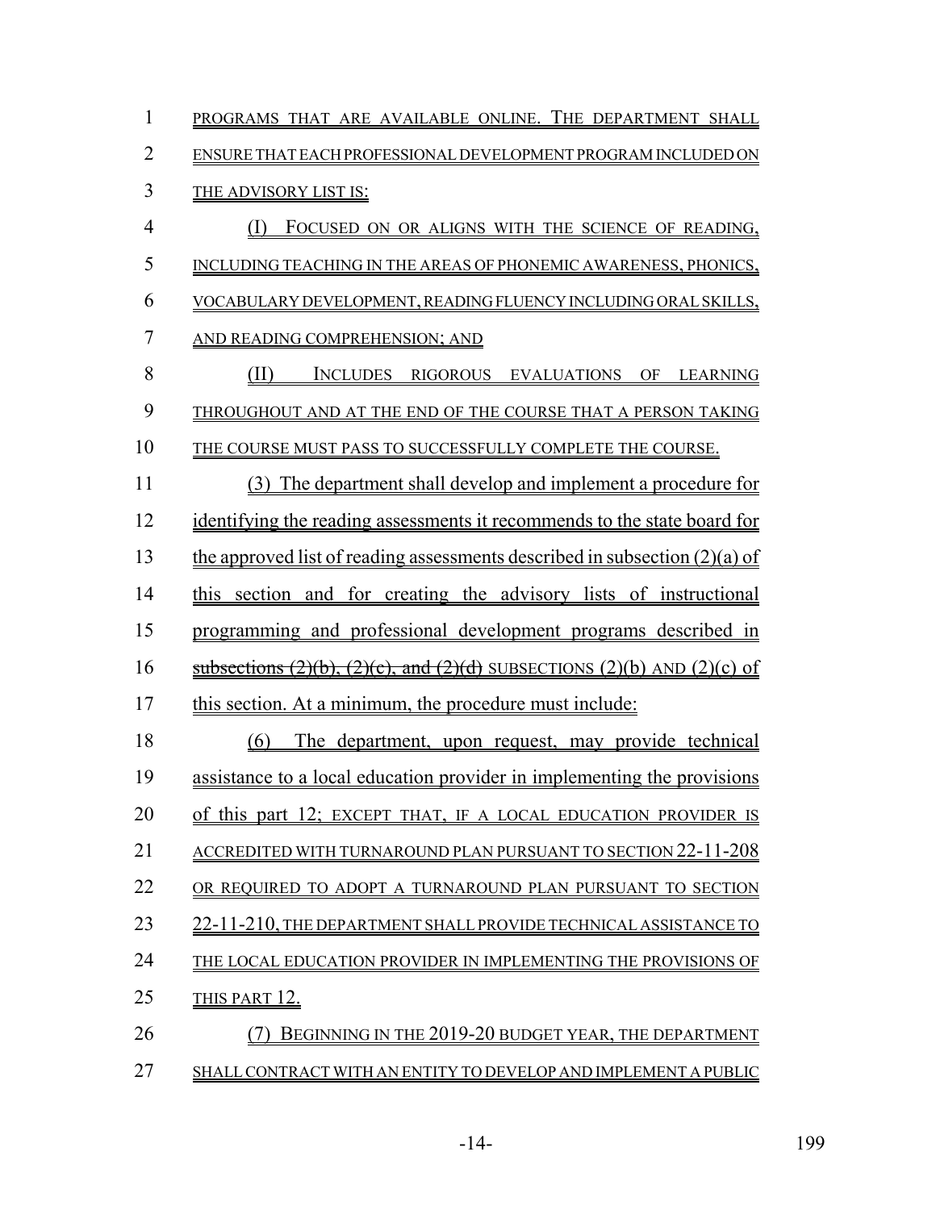PROGRAMS THAT ARE AVAILABLE ONLINE. THE DEPARTMENT SHALL ENSURE THAT EACH PROFESSIONAL DEVELOPMENT PROGRAM INCLUDED ON THE ADVISORY LIST IS:

(I) FOCUSED ON OR ALIGNS WITH THE SCIENCE OF READING, INCLUDING TEACHING IN THE AREAS OF PHONEMIC AWARENESS, PHONICS, VOCABULARY DEVELOPMENT, READING FLUENCY INCLUDING ORAL SKILLS, AND READING COMPREHENSION; AND

(II) INCLUDES RIGOROUS EVALUATIONS OF LEARNING THROUGHOUT AND AT THE END OF THE COURSE THAT A PERSON TAKING THE COURSE MUST PASS TO SUCCESSFULLY COMPLETE THE COURSE.

(3) The department shall develop and implement a procedure for identifying the reading assessments it recommends to the state board for the approved list of reading assessments described in subsection (2)(a) of this section and for creating the advisory lists of instructional programming and professional development programs described in ~~subsections (2)(b), (2)(c), and (2)(d)~~ SUBSECTIONS (2)(b) AND (2)(c) of this section. At a minimum, the procedure must include:

(6) The department, upon request, may provide technical assistance to a local education provider in implementing the provisions of this part 12; EXCEPT THAT, IF A LOCAL EDUCATION PROVIDER IS ACCREDITED WITH TURNAROUND PLAN PURSUANT TO SECTION 22-11-208 OR REQUIRED TO ADOPT A TURNAROUND PLAN PURSUANT TO SECTION 22-11-210, THE DEPARTMENT SHALL PROVIDE TECHNICAL ASSISTANCE TO THE LOCAL EDUCATION PROVIDER IN IMPLEMENTING THE PROVISIONS OF THIS PART 12.

(7) BEGINNING IN THE 2019-20 BUDGET YEAR, THE DEPARTMENT SHALL CONTRACT WITH AN ENTITY TO DEVELOP AND IMPLEMENT A PUBLIC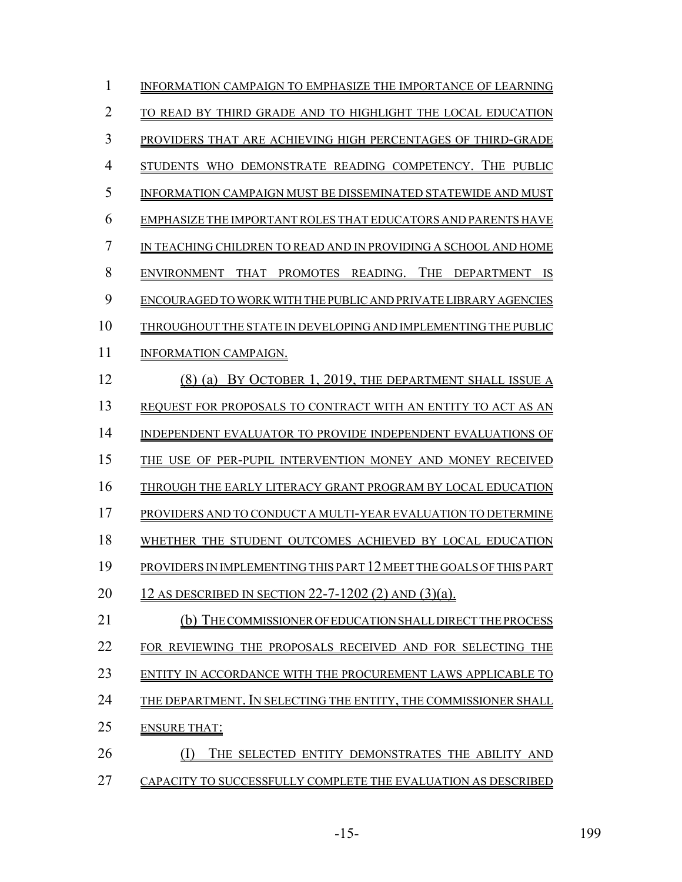INFORMATION CAMPAIGN TO EMPHASIZE THE IMPORTANCE OF LEARNING TO READ BY THIRD GRADE AND TO HIGHLIGHT THE LOCAL EDUCATION PROVIDERS THAT ARE ACHIEVING HIGH PERCENTAGES OF THIRD-GRADE STUDENTS WHO DEMONSTRATE READING COMPETENCY. THE PUBLIC INFORMATION CAMPAIGN MUST BE DISSEMINATED STATEWIDE AND MUST EMPHASIZE THE IMPORTANT ROLES THAT EDUCATORS AND PARENTS HAVE IN TEACHING CHILDREN TO READ AND IN PROVIDING A SCHOOL AND HOME ENVIRONMENT THAT PROMOTES READING. THE DEPARTMENT IS ENCOURAGED TO WORK WITH THE PUBLIC AND PRIVATE LIBRARY AGENCIES THROUGHOUT THE STATE IN DEVELOPING AND IMPLEMENTING THE PUBLIC INFORMATION CAMPAIGN.

(8) (a) BY OCTOBER 1, 2019, THE DEPARTMENT SHALL ISSUE A REQUEST FOR PROPOSALS TO CONTRACT WITH AN ENTITY TO ACT AS AN INDEPENDENT EVALUATOR TO PROVIDE INDEPENDENT EVALUATIONS OF THE USE OF PER-PUPIL INTERVENTION MONEY AND MONEY RECEIVED THROUGH THE EARLY LITERACY GRANT PROGRAM BY LOCAL EDUCATION PROVIDERS AND TO CONDUCT A MULTI-YEAR EVALUATION TO DETERMINE WHETHER THE STUDENT OUTCOMES ACHIEVED BY LOCAL EDUCATION PROVIDERS IN IMPLEMENTING THIS PART 12 MEET THE GOALS OF THIS PART 12 AS DESCRIBED IN SECTION 22-7-1202 (2) AND (3)(a).

(b) THE COMMISSIONER OF EDUCATION SHALL DIRECT THE PROCESS FOR REVIEWING THE PROPOSALS RECEIVED AND FOR SELECTING THE ENTITY IN ACCORDANCE WITH THE PROCUREMENT LAWS APPLICABLE TO THE DEPARTMENT. IN SELECTING THE ENTITY, THE COMMISSIONER SHALL ENSURE THAT:

(I) THE SELECTED ENTITY DEMONSTRATES THE ABILITY AND CAPACITY TO SUCCESSFULLY COMPLETE THE EVALUATION AS DESCRIBED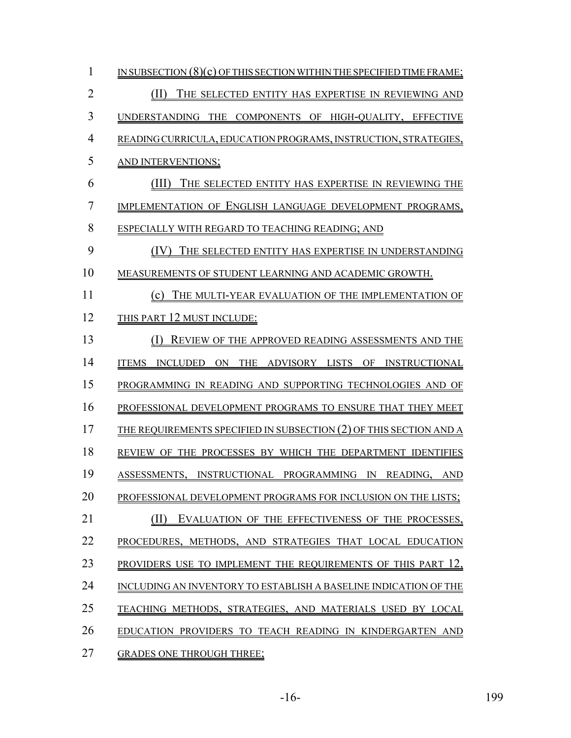IN SUBSECTION (8)(c) OF THIS SECTION WITHIN THE SPECIFIED TIME FRAME;

(II) THE SELECTED ENTITY HAS EXPERTISE IN REVIEWING AND UNDERSTANDING THE COMPONENTS OF HIGH-QUALITY, EFFECTIVE READING CURRICULA, EDUCATION PROGRAMS, INSTRUCTION, STRATEGIES, AND INTERVENTIONS;

(III) THE SELECTED ENTITY HAS EXPERTISE IN REVIEWING THE IMPLEMENTATION OF ENGLISH LANGUAGE DEVELOPMENT PROGRAMS, ESPECIALLY WITH REGARD TO TEACHING READING; AND

(IV) THE SELECTED ENTITY HAS EXPERTISE IN UNDERSTANDING MEASUREMENTS OF STUDENT LEARNING AND ACADEMIC GROWTH.

(c) THE MULTI-YEAR EVALUATION OF THE IMPLEMENTATION OF THIS PART 12 MUST INCLUDE:

(I) REVIEW OF THE APPROVED READING ASSESSMENTS AND THE ITEMS INCLUDED ON THE ADVISORY LISTS OF INSTRUCTIONAL PROGRAMMING IN READING AND SUPPORTING TECHNOLOGIES AND OF PROFESSIONAL DEVELOPMENT PROGRAMS TO ENSURE THAT THEY MEET THE REQUIREMENTS SPECIFIED IN SUBSECTION (2) OF THIS SECTION AND A REVIEW OF THE PROCESSES BY WHICH THE DEPARTMENT IDENTIFIES ASSESSMENTS, INSTRUCTIONAL PROGRAMMING IN READING, AND PROFESSIONAL DEVELOPMENT PROGRAMS FOR INCLUSION ON THE LISTS;

(II) EVALUATION OF THE EFFECTIVENESS OF THE PROCESSES, PROCEDURES, METHODS, AND STRATEGIES THAT LOCAL EDUCATION PROVIDERS USE TO IMPLEMENT THE REQUIREMENTS OF THIS PART 12, INCLUDING AN INVENTORY TO ESTABLISH A BASELINE INDICATION OF THE TEACHING METHODS, STRATEGIES, AND MATERIALS USED BY LOCAL EDUCATION PROVIDERS TO TEACH READING IN KINDERGARTEN AND GRADES ONE THROUGH THREE;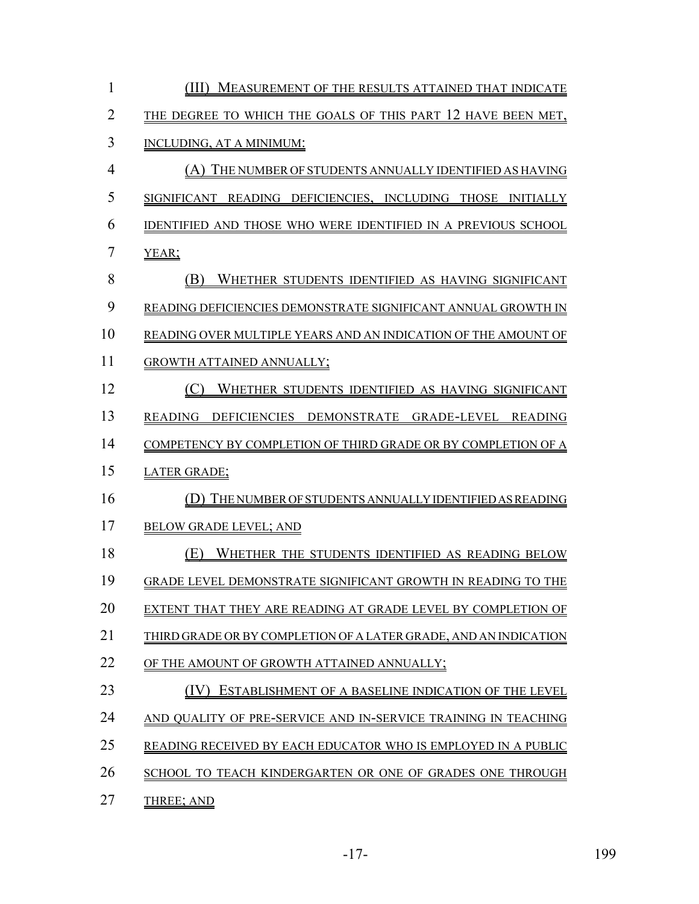(III) MEASUREMENT OF THE RESULTS ATTAINED THAT INDICATE THE DEGREE TO WHICH THE GOALS OF THIS PART 12 HAVE BEEN MET, INCLUDING, AT A MINIMUM:

(A) THE NUMBER OF STUDENTS ANNUALLY IDENTIFIED AS HAVING SIGNIFICANT READING DEFICIENCIES, INCLUDING THOSE INITIALLY IDENTIFIED AND THOSE WHO WERE IDENTIFIED IN A PREVIOUS SCHOOL YEAR;

(B) WHETHER STUDENTS IDENTIFIED AS HAVING SIGNIFICANT READING DEFICIENCIES DEMONSTRATE SIGNIFICANT ANNUAL GROWTH IN READING OVER MULTIPLE YEARS AND AN INDICATION OF THE AMOUNT OF GROWTH ATTAINED ANNUALLY;

(C) WHETHER STUDENTS IDENTIFIED AS HAVING SIGNIFICANT READING DEFICIENCIES DEMONSTRATE GRADE-LEVEL READING COMPETENCY BY COMPLETION OF THIRD GRADE OR BY COMPLETION OF A LATER GRADE;

(D) THE NUMBER OF STUDENTS ANNUALLY IDENTIFIED AS READING BELOW GRADE LEVEL; AND

(E) WHETHER THE STUDENTS IDENTIFIED AS READING BELOW GRADE LEVEL DEMONSTRATE SIGNIFICANT GROWTH IN READING TO THE EXTENT THAT THEY ARE READING AT GRADE LEVEL BY COMPLETION OF THIRD GRADE OR BY COMPLETION OF A LATER GRADE, AND AN INDICATION OF THE AMOUNT OF GROWTH ATTAINED ANNUALLY;

(IV) ESTABLISHMENT OF A BASELINE INDICATION OF THE LEVEL AND QUALITY OF PRE-SERVICE AND IN-SERVICE TRAINING IN TEACHING READING RECEIVED BY EACH EDUCATOR WHO IS EMPLOYED IN A PUBLIC SCHOOL TO TEACH KINDERGARTEN OR ONE OF GRADES ONE THROUGH THREE; AND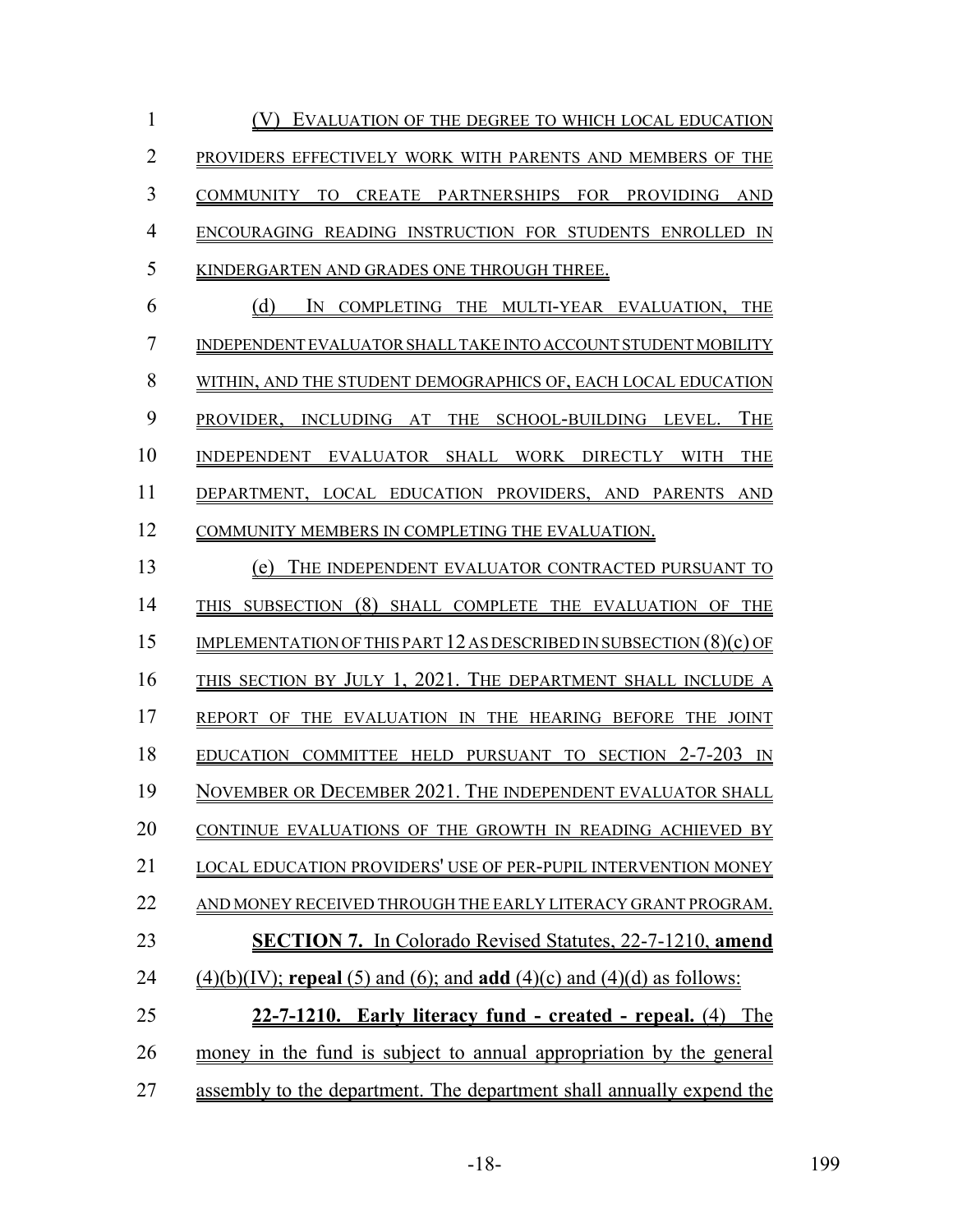(V) EVALUATION OF THE DEGREE TO WHICH LOCAL EDUCATION PROVIDERS EFFECTIVELY WORK WITH PARENTS AND MEMBERS OF THE COMMUNITY TO CREATE PARTNERSHIPS FOR PROVIDING AND ENCOURAGING READING INSTRUCTION FOR STUDENTS ENROLLED IN KINDERGARTEN AND GRADES ONE THROUGH THREE.

(d) IN COMPLETING THE MULTI-YEAR EVALUATION, THE INDEPENDENT EVALUATOR SHALL TAKE INTO ACCOUNT STUDENT MOBILITY WITHIN, AND THE STUDENT DEMOGRAPHICS OF, EACH LOCAL EDUCATION PROVIDER, INCLUDING AT THE SCHOOL-BUILDING LEVEL. THE INDEPENDENT EVALUATOR SHALL WORK DIRECTLY WITH THE DEPARTMENT, LOCAL EDUCATION PROVIDERS, AND PARENTS AND COMMUNITY MEMBERS IN COMPLETING THE EVALUATION.

(e) THE INDEPENDENT EVALUATOR CONTRACTED PURSUANT TO THIS SUBSECTION (8) SHALL COMPLETE THE EVALUATION OF THE IMPLEMENTATION OF THIS PART 12 AS DESCRIBED IN SUBSECTION (8)(c) OF THIS SECTION BY JULY 1, 2021. THE DEPARTMENT SHALL INCLUDE A REPORT OF THE EVALUATION IN THE HEARING BEFORE THE JOINT EDUCATION COMMITTEE HELD PURSUANT TO SECTION 2-7-203 IN NOVEMBER OR DECEMBER 2021. THE INDEPENDENT EVALUATOR SHALL CONTINUE EVALUATIONS OF THE GROWTH IN READING ACHIEVED BY LOCAL EDUCATION PROVIDERS' USE OF PER-PUPIL INTERVENTION MONEY AND MONEY RECEIVED THROUGH THE EARLY LITERACY GRANT PROGRAM.

**SECTION 7.** In Colorado Revised Statutes, 22-7-1210, **amend** (4)(b)(IV); **repeal** (5) and (6); and **add** (4)(c) and (4)(d) as follows:

**22-7-1210. Early literacy fund - created - repeal.** (4) The money in the fund is subject to annual appropriation by the general assembly to the department. The department shall annually expend the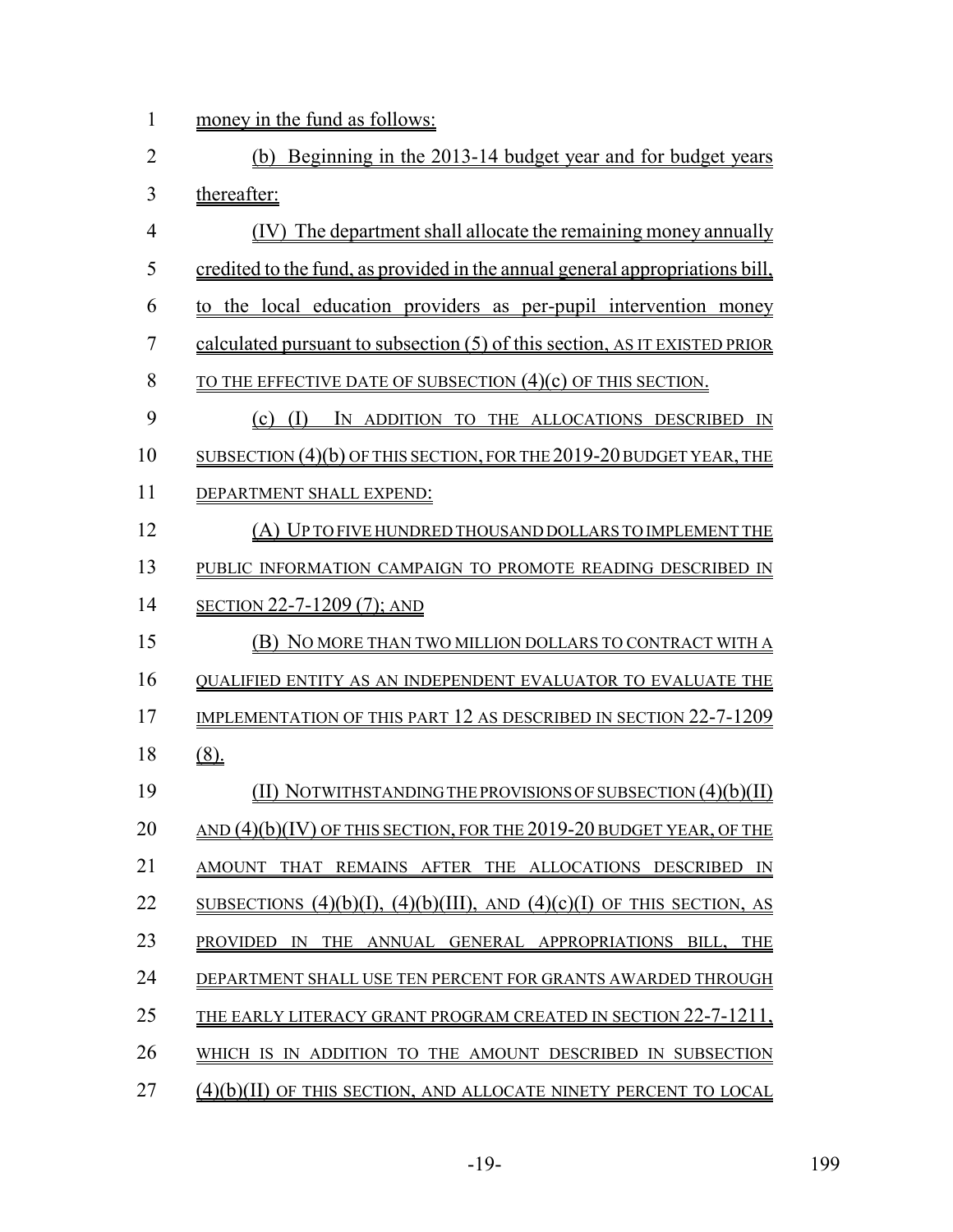money in the fund as follows:

(b) Beginning in the 2013-14 budget year and for budget years thereafter:

(IV) The department shall allocate the remaining money annually credited to the fund, as provided in the annual general appropriations bill, to the local education providers as per-pupil intervention money calculated pursuant to subsection (5) of this section, AS IT EXISTED PRIOR TO THE EFFECTIVE DATE OF SUBSECTION (4)(c) OF THIS SECTION.

(c) (I) IN ADDITION TO THE ALLOCATIONS DESCRIBED IN SUBSECTION (4)(b) OF THIS SECTION, FOR THE 2019-20 BUDGET YEAR, THE DEPARTMENT SHALL EXPEND:

(A) UP TO FIVE HUNDRED THOUSAND DOLLARS TO IMPLEMENT THE PUBLIC INFORMATION CAMPAIGN TO PROMOTE READING DESCRIBED IN SECTION 22-7-1209 (7); AND

(B) NO MORE THAN TWO MILLION DOLLARS TO CONTRACT WITH A QUALIFIED ENTITY AS AN INDEPENDENT EVALUATOR TO EVALUATE THE IMPLEMENTATION OF THIS PART 12 AS DESCRIBED IN SECTION 22-7-1209 (8).

(II) NOTWITHSTANDING THE PROVISIONS OF SUBSECTION (4)(b)(II) AND (4)(b)(IV) OF THIS SECTION, FOR THE 2019-20 BUDGET YEAR, OF THE AMOUNT THAT REMAINS AFTER THE ALLOCATIONS DESCRIBED IN SUBSECTIONS (4)(b)(I), (4)(b)(III), AND (4)(c)(I) OF THIS SECTION, AS PROVIDED IN THE ANNUAL GENERAL APPROPRIATIONS BILL, THE DEPARTMENT SHALL USE TEN PERCENT FOR GRANTS AWARDED THROUGH THE EARLY LITERACY GRANT PROGRAM CREATED IN SECTION 22-7-1211, WHICH IS IN ADDITION TO THE AMOUNT DESCRIBED IN SUBSECTION (4)(b)(II) OF THIS SECTION, AND ALLOCATE NINETY PERCENT TO LOCAL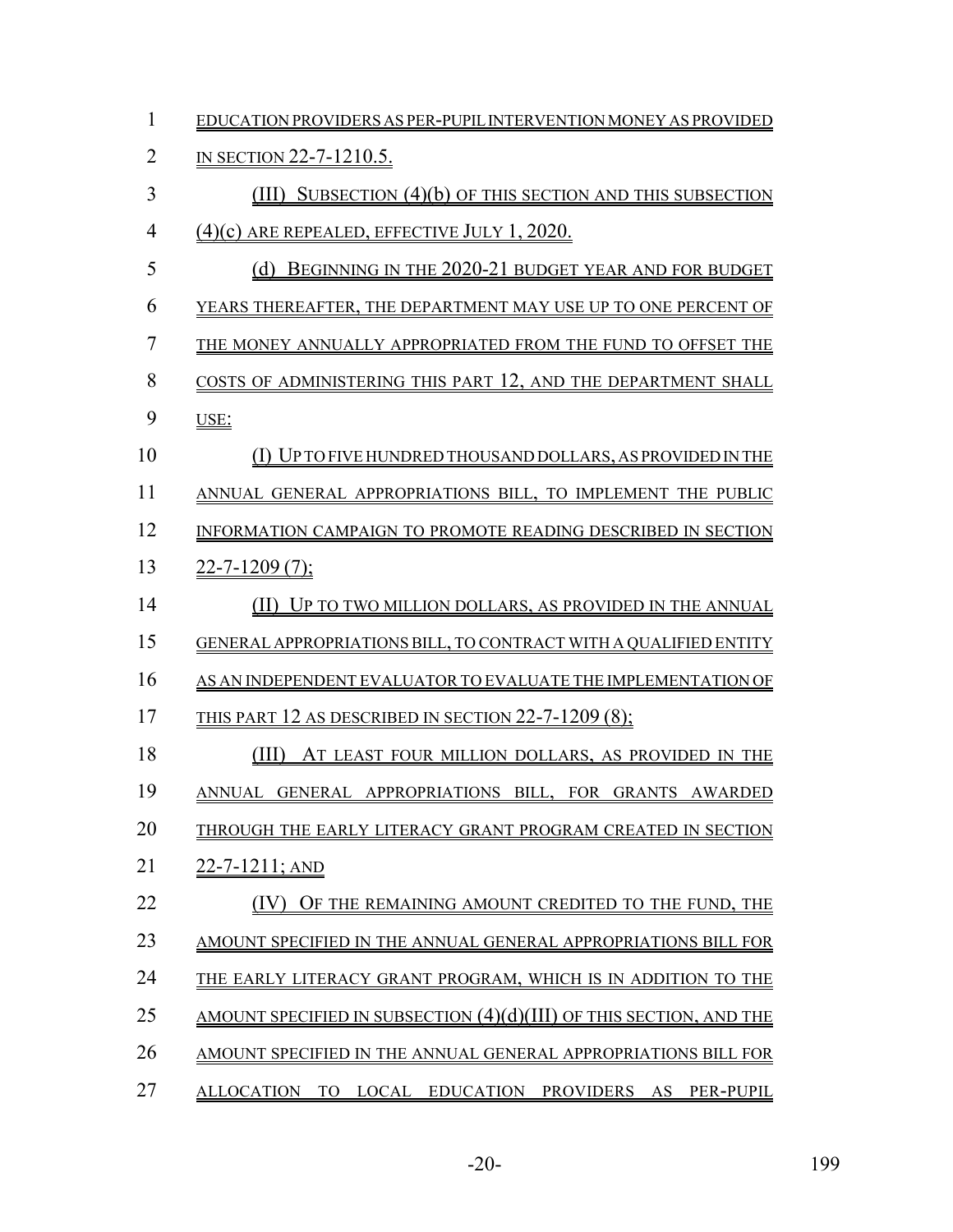EDUCATION PROVIDERS AS PER-PUPIL INTERVENTION MONEY AS PROVIDED IN SECTION 22-7-1210.5.

(III) SUBSECTION (4)(b) OF THIS SECTION AND THIS SUBSECTION (4)(c) ARE REPEALED, EFFECTIVE JULY 1, 2020.

(d) BEGINNING IN THE 2020-21 BUDGET YEAR AND FOR BUDGET YEARS THEREAFTER, THE DEPARTMENT MAY USE UP TO ONE PERCENT OF THE MONEY ANNUALLY APPROPRIATED FROM THE FUND TO OFFSET THE COSTS OF ADMINISTERING THIS PART 12, AND THE DEPARTMENT SHALL USE:

(I) UP TO FIVE HUNDRED THOUSAND DOLLARS, AS PROVIDED IN THE ANNUAL GENERAL APPROPRIATIONS BILL, TO IMPLEMENT THE PUBLIC INFORMATION CAMPAIGN TO PROMOTE READING DESCRIBED IN SECTION 22-7-1209 (7);

(II) UP TO TWO MILLION DOLLARS, AS PROVIDED IN THE ANNUAL GENERAL APPROPRIATIONS BILL, TO CONTRACT WITH A QUALIFIED ENTITY AS AN INDEPENDENT EVALUATOR TO EVALUATE THE IMPLEMENTATION OF THIS PART 12 AS DESCRIBED IN SECTION 22-7-1209 (8);

(III) AT LEAST FOUR MILLION DOLLARS, AS PROVIDED IN THE ANNUAL GENERAL APPROPRIATIONS BILL, FOR GRANTS AWARDED THROUGH THE EARLY LITERACY GRANT PROGRAM CREATED IN SECTION 22-7-1211; AND

(IV) OF THE REMAINING AMOUNT CREDITED TO THE FUND, THE AMOUNT SPECIFIED IN THE ANNUAL GENERAL APPROPRIATIONS BILL FOR THE EARLY LITERACY GRANT PROGRAM, WHICH IS IN ADDITION TO THE AMOUNT SPECIFIED IN SUBSECTION (4)(d)(III) OF THIS SECTION, AND THE AMOUNT SPECIFIED IN THE ANNUAL GENERAL APPROPRIATIONS BILL FOR ALLOCATION TO LOCAL EDUCATION PROVIDERS AS PER-PUPIL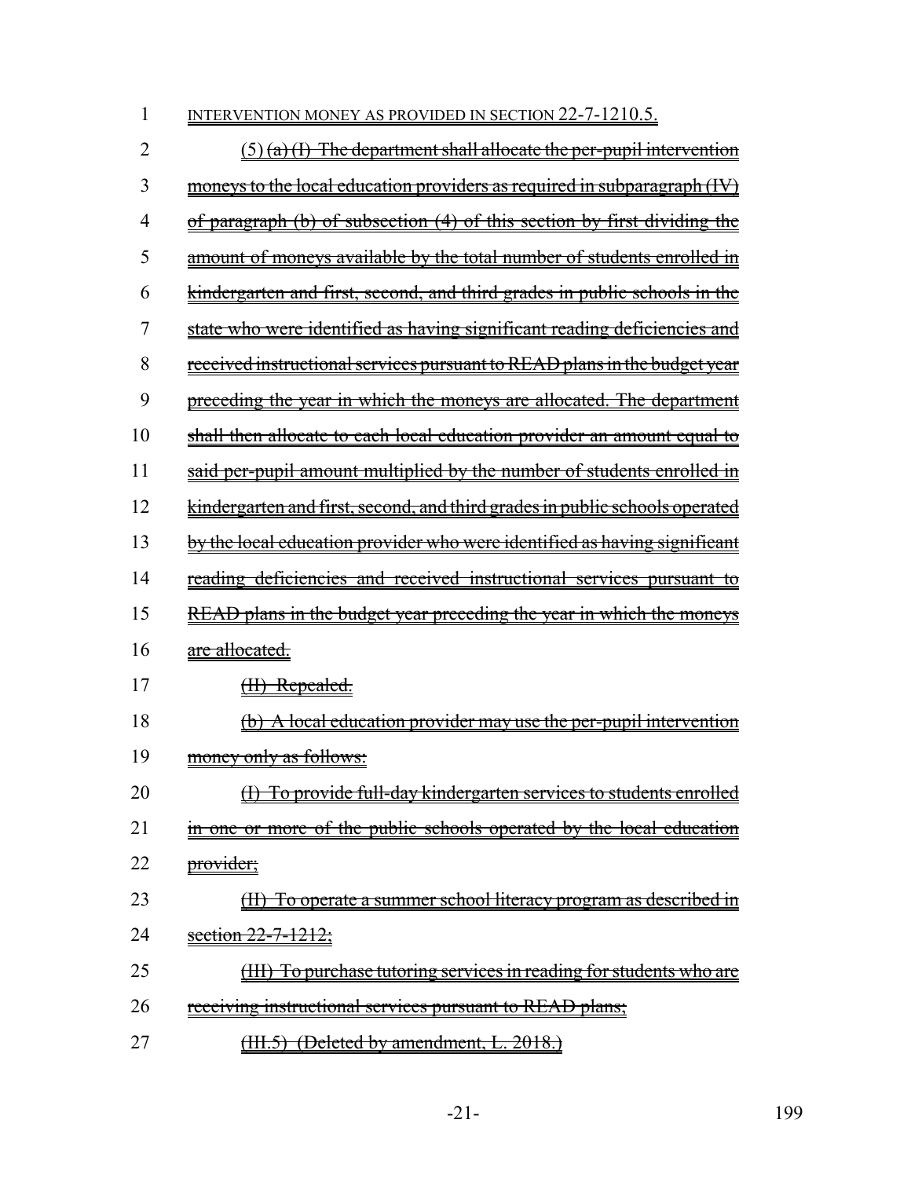INTERVENTION MONEY AS PROVIDED IN SECTION 22-7-1210.5.

~~(5) (a) (I) The department shall allocate the per-pupil intervention moneys to the local education providers as required in subparagraph (IV) of paragraph (b) of subsection (4) of this section by first dividing the amount of moneys available by the total number of students enrolled in kindergarten and first, second, and third grades in public schools in the state who were identified as having significant reading deficiencies and received instructional services pursuant to READ plans in the budget year preceding the year in which the moneys are allocated. The department shall then allocate to each local education provider an amount equal to said per-pupil amount multiplied by the number of students enrolled in kindergarten and first, second, and third grades in public schools operated by the local education provider who were identified as having significant reading deficiencies and received instructional services pursuant to READ plans in the budget year preceding the year in which the moneys are allocated.~~

~~(II) Repealed.~~

~~(b) A local education provider may use the per-pupil intervention money only as follows:~~

~~(I) To provide full-day kindergarten services to students enrolled in one or more of the public schools operated by the local education provider;~~

~~(II) To operate a summer school literacy program as described in section 22-7-1212;~~

~~(III) To purchase tutoring services in reading for students who are receiving instructional services pursuant to READ plans;~~

~~(III.5) (Deleted by amendment, L. 2018.)~~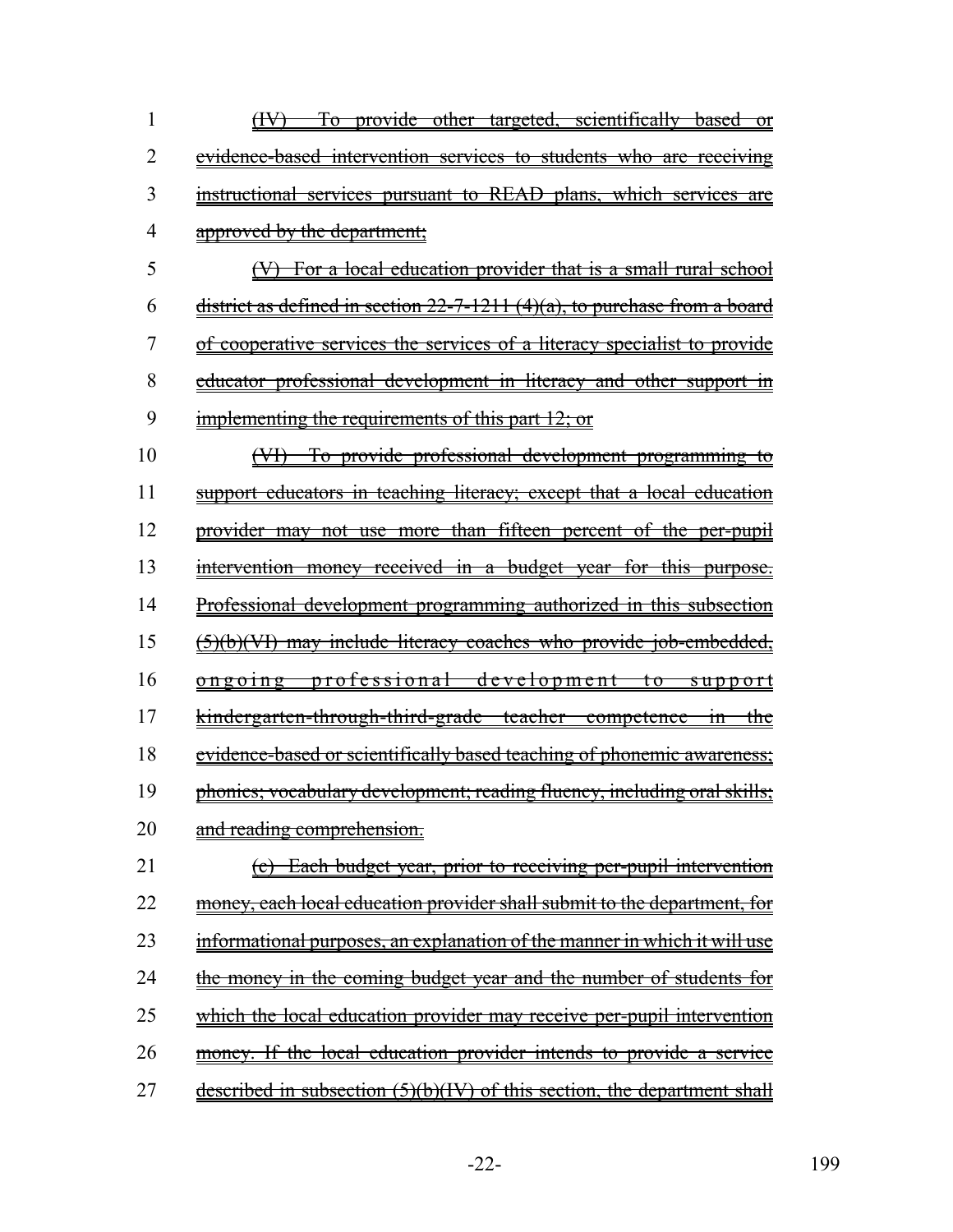(IV) To provide other targeted, scientifically based or evidence-based intervention services to students who are receiving instructional services pursuant to READ plans, which services are approved by the department;

(V) For a local education provider that is a small rural school district as defined in section 22-7-1211 (4)(a), to purchase from a board of cooperative services the services of a literacy specialist to provide educator professional development in literacy and other support in implementing the requirements of this part 12; or

(VI) To provide professional development programming to support educators in teaching literacy; except that a local education provider may not use more than fifteen percent of the per-pupil intervention money received in a budget year for this purpose. Professional development programming authorized in this subsection (5)(b)(VI) may include literacy coaches who provide job-embedded, ongoing professional development to support kindergarten-through-third-grade teacher competence in the evidence-based or scientifically based teaching of phonemic awareness; phonics; vocabulary development; reading fluency, including oral skills; and reading comprehension.

(c) Each budget year, prior to receiving per-pupil intervention money, each local education provider shall submit to the department, for informational purposes, an explanation of the manner in which it will use the money in the coming budget year and the number of students for which the local education provider may receive per-pupil intervention money. If the local education provider intends to provide a service described in subsection (5)(b)(IV) of this section, the department shall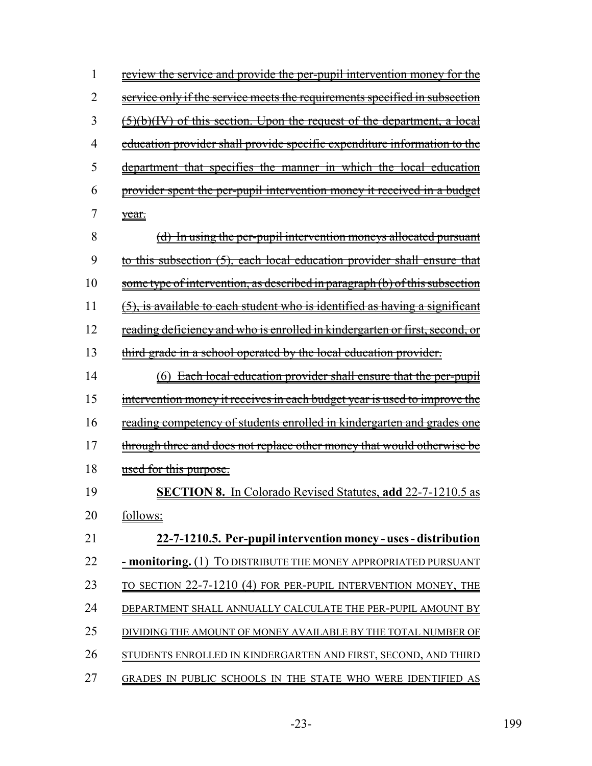~~review the service and provide the per-pupil intervention money for the service only if the service meets the requirements specified in subsection (5)(b)(IV) of this section. Upon the request of the department, a local education provider shall provide specific expenditure information to the department that specifies the manner in which the local education provider spent the per-pupil intervention money it received in a budget year.~~

~~(d) In using the per-pupil intervention moneys allocated pursuant to this subsection (5), each local education provider shall ensure that some type of intervention, as described in paragraph (b) of this subsection (5), is available to each student who is identified as having a significant reading deficiency and who is enrolled in kindergarten or first, second, or third grade in a school operated by the local education provider.~~

~~(6) Each local education provider shall ensure that the per-pupil intervention money it receives in each budget year is used to improve the reading competency of students enrolled in kindergarten and grades one through three and does not replace other money that would otherwise be used for this purpose.~~

**SECTION 8.** In Colorado Revised Statutes, **add** 22-7-1210.5 as follows:

**22-7-1210.5. Per-pupil intervention money - uses - distribution - monitoring.** (1) TO DISTRIBUTE THE MONEY APPROPRIATED PURSUANT TO SECTION 22-7-1210 (4) FOR PER-PUPIL INTERVENTION MONEY, THE DEPARTMENT SHALL ANNUALLY CALCULATE THE PER-PUPIL AMOUNT BY DIVIDING THE AMOUNT OF MONEY AVAILABLE BY THE TOTAL NUMBER OF STUDENTS ENROLLED IN KINDERGARTEN AND FIRST, SECOND, AND THIRD GRADES IN PUBLIC SCHOOLS IN THE STATE WHO WERE IDENTIFIED AS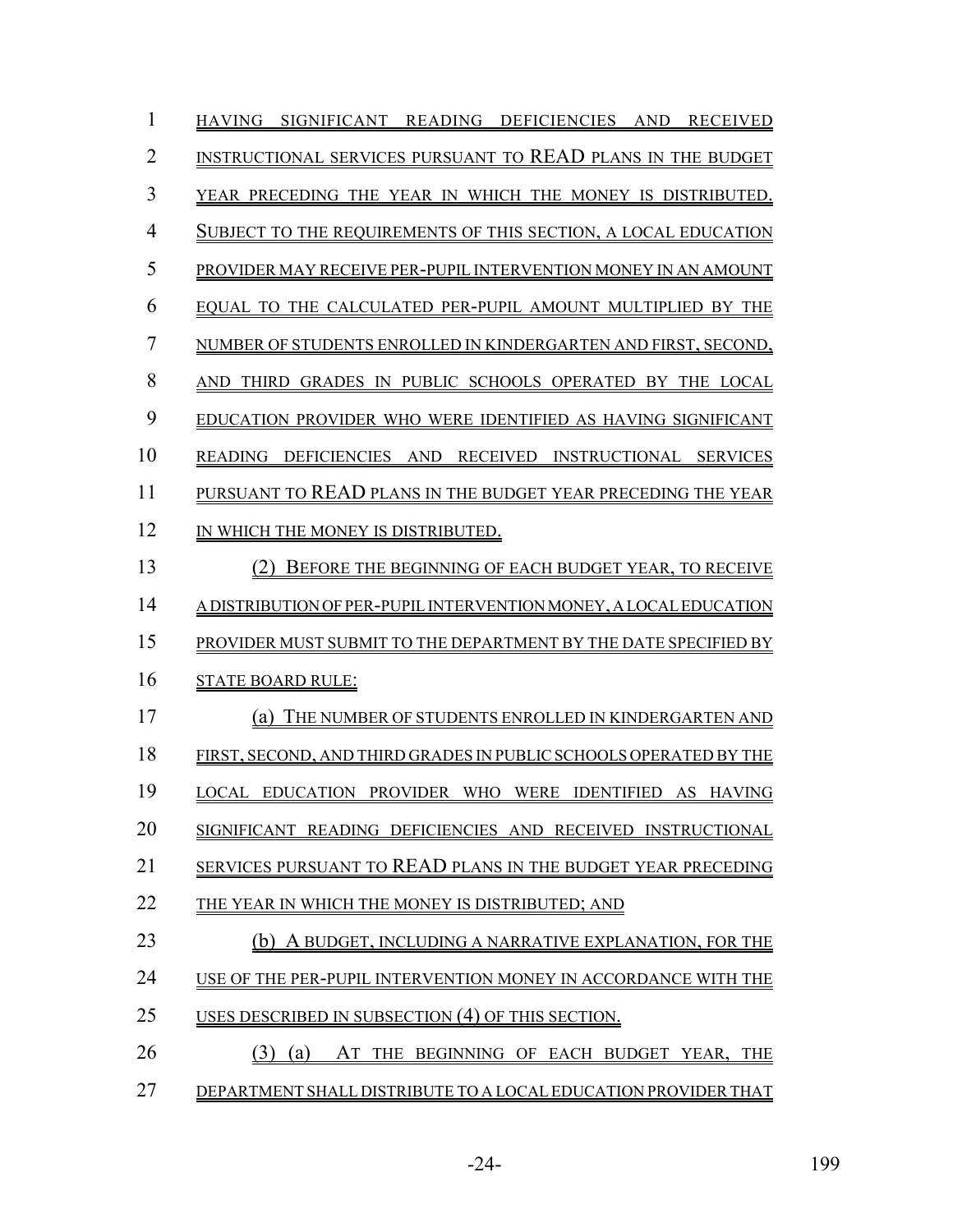HAVING SIGNIFICANT READING DEFICIENCIES AND RECEIVED INSTRUCTIONAL SERVICES PURSUANT TO READ PLANS IN THE BUDGET YEAR PRECEDING THE YEAR IN WHICH THE MONEY IS DISTRIBUTED. SUBJECT TO THE REQUIREMENTS OF THIS SECTION, A LOCAL EDUCATION PROVIDER MAY RECEIVE PER-PUPIL INTERVENTION MONEY IN AN AMOUNT EQUAL TO THE CALCULATED PER-PUPIL AMOUNT MULTIPLIED BY THE NUMBER OF STUDENTS ENROLLED IN KINDERGARTEN AND FIRST, SECOND, AND THIRD GRADES IN PUBLIC SCHOOLS OPERATED BY THE LOCAL EDUCATION PROVIDER WHO WERE IDENTIFIED AS HAVING SIGNIFICANT READING DEFICIENCIES AND RECEIVED INSTRUCTIONAL SERVICES PURSUANT TO READ PLANS IN THE BUDGET YEAR PRECEDING THE YEAR IN WHICH THE MONEY IS DISTRIBUTED.

(2) BEFORE THE BEGINNING OF EACH BUDGET YEAR, TO RECEIVE A DISTRIBUTION OF PER-PUPIL INTERVENTION MONEY, A LOCAL EDUCATION PROVIDER MUST SUBMIT TO THE DEPARTMENT BY THE DATE SPECIFIED BY STATE BOARD RULE:

(a) THE NUMBER OF STUDENTS ENROLLED IN KINDERGARTEN AND FIRST, SECOND, AND THIRD GRADES IN PUBLIC SCHOOLS OPERATED BY THE LOCAL EDUCATION PROVIDER WHO WERE IDENTIFIED AS HAVING SIGNIFICANT READING DEFICIENCIES AND RECEIVED INSTRUCTIONAL SERVICES PURSUANT TO READ PLANS IN THE BUDGET YEAR PRECEDING THE YEAR IN WHICH THE MONEY IS DISTRIBUTED; AND

(b) A BUDGET, INCLUDING A NARRATIVE EXPLANATION, FOR THE USE OF THE PER-PUPIL INTERVENTION MONEY IN ACCORDANCE WITH THE USES DESCRIBED IN SUBSECTION (4) OF THIS SECTION.

(3) (a) AT THE BEGINNING OF EACH BUDGET YEAR, THE DEPARTMENT SHALL DISTRIBUTE TO A LOCAL EDUCATION PROVIDER THAT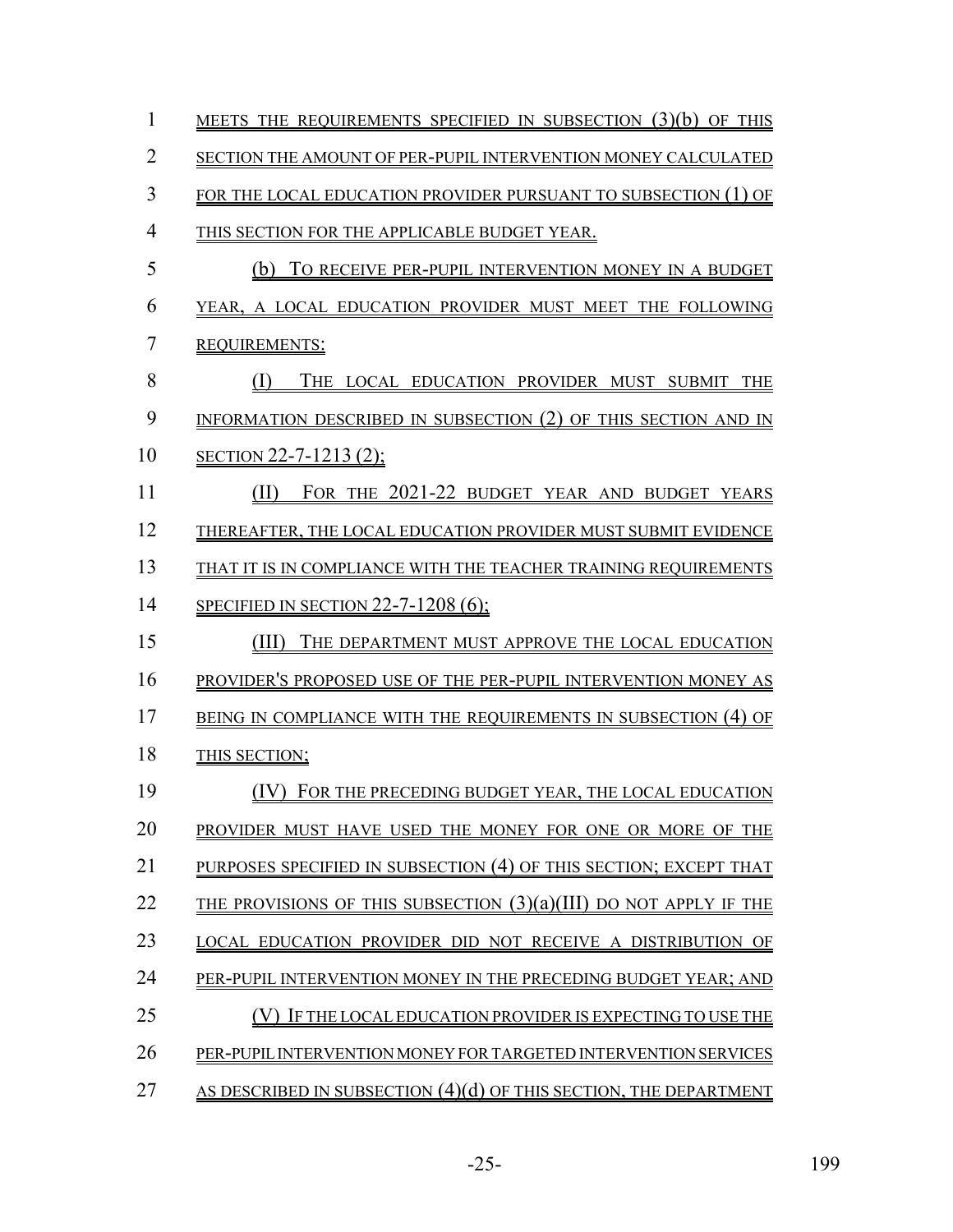MEETS THE REQUIREMENTS SPECIFIED IN SUBSECTION (3)(b) OF THIS SECTION THE AMOUNT OF PER-PUPIL INTERVENTION MONEY CALCULATED FOR THE LOCAL EDUCATION PROVIDER PURSUANT TO SUBSECTION (1) OF THIS SECTION FOR THE APPLICABLE BUDGET YEAR.

(b) TO RECEIVE PER-PUPIL INTERVENTION MONEY IN A BUDGET YEAR, A LOCAL EDUCATION PROVIDER MUST MEET THE FOLLOWING REQUIREMENTS:

(I) THE LOCAL EDUCATION PROVIDER MUST SUBMIT THE INFORMATION DESCRIBED IN SUBSECTION (2) OF THIS SECTION AND IN SECTION 22-7-1213 (2);

(II) FOR THE 2021-22 BUDGET YEAR AND BUDGET YEARS THEREAFTER, THE LOCAL EDUCATION PROVIDER MUST SUBMIT EVIDENCE THAT IT IS IN COMPLIANCE WITH THE TEACHER TRAINING REQUIREMENTS SPECIFIED IN SECTION 22-7-1208 (6);

(III) THE DEPARTMENT MUST APPROVE THE LOCAL EDUCATION PROVIDER'S PROPOSED USE OF THE PER-PUPIL INTERVENTION MONEY AS BEING IN COMPLIANCE WITH THE REQUIREMENTS IN SUBSECTION (4) OF THIS SECTION;

(IV) FOR THE PRECEDING BUDGET YEAR, THE LOCAL EDUCATION PROVIDER MUST HAVE USED THE MONEY FOR ONE OR MORE OF THE PURPOSES SPECIFIED IN SUBSECTION (4) OF THIS SECTION; EXCEPT THAT THE PROVISIONS OF THIS SUBSECTION (3)(a)(III) DO NOT APPLY IF THE LOCAL EDUCATION PROVIDER DID NOT RECEIVE A DISTRIBUTION OF PER-PUPIL INTERVENTION MONEY IN THE PRECEDING BUDGET YEAR; AND

(V) IF THE LOCAL EDUCATION PROVIDER IS EXPECTING TO USE THE PER-PUPIL INTERVENTION MONEY FOR TARGETED INTERVENTION SERVICES AS DESCRIBED IN SUBSECTION (4)(d) OF THIS SECTION, THE DEPARTMENT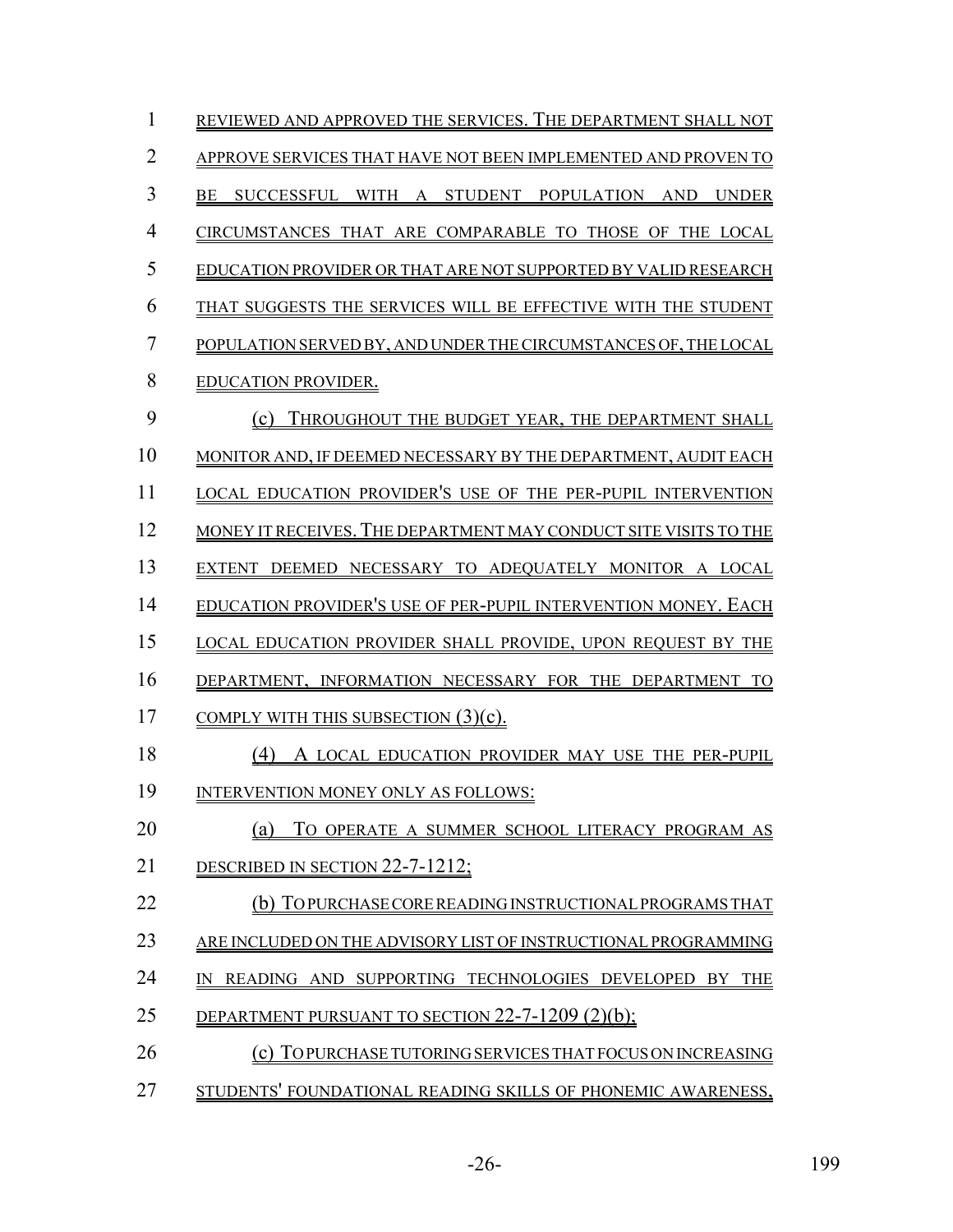REVIEWED AND APPROVED THE SERVICES. THE DEPARTMENT SHALL NOT APPROVE SERVICES THAT HAVE NOT BEEN IMPLEMENTED AND PROVEN TO BE SUCCESSFUL WITH A STUDENT POPULATION AND UNDER CIRCUMSTANCES THAT ARE COMPARABLE TO THOSE OF THE LOCAL EDUCATION PROVIDER OR THAT ARE NOT SUPPORTED BY VALID RESEARCH THAT SUGGESTS THE SERVICES WILL BE EFFECTIVE WITH THE STUDENT POPULATION SERVED BY, AND UNDER THE CIRCUMSTANCES OF, THE LOCAL EDUCATION PROVIDER.

(c) THROUGHOUT THE BUDGET YEAR, THE DEPARTMENT SHALL MONITOR AND, IF DEEMED NECESSARY BY THE DEPARTMENT, AUDIT EACH LOCAL EDUCATION PROVIDER'S USE OF THE PER-PUPIL INTERVENTION MONEY IT RECEIVES. THE DEPARTMENT MAY CONDUCT SITE VISITS TO THE EXTENT DEEMED NECESSARY TO ADEQUATELY MONITOR A LOCAL EDUCATION PROVIDER'S USE OF PER-PUPIL INTERVENTION MONEY. EACH LOCAL EDUCATION PROVIDER SHALL PROVIDE, UPON REQUEST BY THE DEPARTMENT, INFORMATION NECESSARY FOR THE DEPARTMENT TO COMPLY WITH THIS SUBSECTION (3)(c).

(4) A LOCAL EDUCATION PROVIDER MAY USE THE PER-PUPIL INTERVENTION MONEY ONLY AS FOLLOWS:

(a) TO OPERATE A SUMMER SCHOOL LITERACY PROGRAM AS DESCRIBED IN SECTION 22-7-1212;

(b) TO PURCHASE CORE READING INSTRUCTIONAL PROGRAMS THAT ARE INCLUDED ON THE ADVISORY LIST OF INSTRUCTIONAL PROGRAMMING IN READING AND SUPPORTING TECHNOLOGIES DEVELOPED BY THE DEPARTMENT PURSUANT TO SECTION 22-7-1209 (2)(b);

(c) TO PURCHASE TUTORING SERVICES THAT FOCUS ON INCREASING STUDENTS' FOUNDATIONAL READING SKILLS OF PHONEMIC AWARENESS,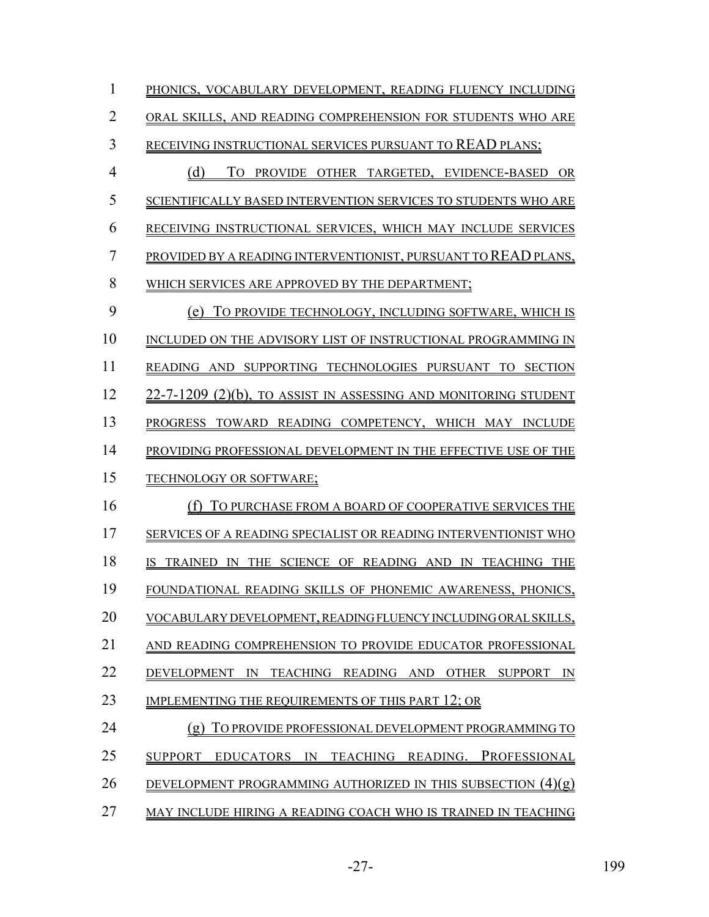PHONICS, VOCABULARY DEVELOPMENT, READING FLUENCY INCLUDING ORAL SKILLS, AND READING COMPREHENSION FOR STUDENTS WHO ARE RECEIVING INSTRUCTIONAL SERVICES PURSUANT TO READ PLANS;

(d) TO PROVIDE OTHER TARGETED, EVIDENCE-BASED OR SCIENTIFICALLY BASED INTERVENTION SERVICES TO STUDENTS WHO ARE RECEIVING INSTRUCTIONAL SERVICES, WHICH MAY INCLUDE SERVICES PROVIDED BY A READING INTERVENTIONIST, PURSUANT TO READ PLANS, WHICH SERVICES ARE APPROVED BY THE DEPARTMENT;

(e) TO PROVIDE TECHNOLOGY, INCLUDING SOFTWARE, WHICH IS INCLUDED ON THE ADVISORY LIST OF INSTRUCTIONAL PROGRAMMING IN READING AND SUPPORTING TECHNOLOGIES PURSUANT TO SECTION 22-7-1209 (2)(b), TO ASSIST IN ASSESSING AND MONITORING STUDENT PROGRESS TOWARD READING COMPETENCY, WHICH MAY INCLUDE PROVIDING PROFESSIONAL DEVELOPMENT IN THE EFFECTIVE USE OF THE TECHNOLOGY OR SOFTWARE;

(f) TO PURCHASE FROM A BOARD OF COOPERATIVE SERVICES THE SERVICES OF A READING SPECIALIST OR READING INTERVENTIONIST WHO IS TRAINED IN THE SCIENCE OF READING AND IN TEACHING THE FOUNDATIONAL READING SKILLS OF PHONEMIC AWARENESS, PHONICS, VOCABULARY DEVELOPMENT, READING FLUENCY INCLUDING ORAL SKILLS, AND READING COMPREHENSION TO PROVIDE EDUCATOR PROFESSIONAL DEVELOPMENT IN TEACHING READING AND OTHER SUPPORT IN IMPLEMENTING THE REQUIREMENTS OF THIS PART 12; OR

(g) TO PROVIDE PROFESSIONAL DEVELOPMENT PROGRAMMING TO SUPPORT EDUCATORS IN TEACHING READING. PROFESSIONAL DEVELOPMENT PROGRAMMING AUTHORIZED IN THIS SUBSECTION (4)(g) MAY INCLUDE HIRING A READING COACH WHO IS TRAINED IN TEACHING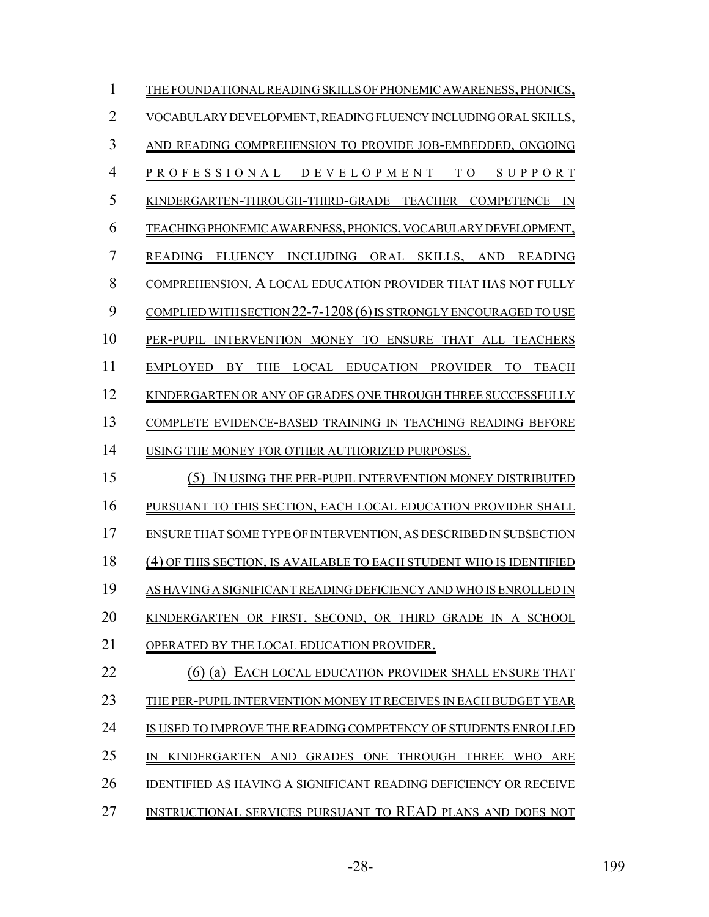THE FOUNDATIONAL READING SKILLS OF PHONEMIC AWARENESS, PHONICS, VOCABULARY DEVELOPMENT, READING FLUENCY INCLUDING ORAL SKILLS, AND READING COMPREHENSION TO PROVIDE JOB-EMBEDDED, ONGOING PROFESSIONAL DEVELOPMENT TO SUPPORT KINDERGARTEN-THROUGH-THIRD-GRADE TEACHER COMPETENCE IN TEACHING PHONEMIC AWARENESS, PHONICS, VOCABULARY DEVELOPMENT, READING FLUENCY INCLUDING ORAL SKILLS, AND READING COMPREHENSION. A LOCAL EDUCATION PROVIDER THAT HAS NOT FULLY COMPLIED WITH SECTION 22-7-1208 (6) IS STRONGLY ENCOURAGED TO USE PER-PUPIL INTERVENTION MONEY TO ENSURE THAT ALL TEACHERS EMPLOYED BY THE LOCAL EDUCATION PROVIDER TO TEACH KINDERGARTEN OR ANY OF GRADES ONE THROUGH THREE SUCCESSFULLY COMPLETE EVIDENCE-BASED TRAINING IN TEACHING READING BEFORE USING THE MONEY FOR OTHER AUTHORIZED PURPOSES.

(5) IN USING THE PER-PUPIL INTERVENTION MONEY DISTRIBUTED PURSUANT TO THIS SECTION, EACH LOCAL EDUCATION PROVIDER SHALL ENSURE THAT SOME TYPE OF INTERVENTION, AS DESCRIBED IN SUBSECTION (4) OF THIS SECTION, IS AVAILABLE TO EACH STUDENT WHO IS IDENTIFIED AS HAVING A SIGNIFICANT READING DEFICIENCY AND WHO IS ENROLLED IN KINDERGARTEN OR FIRST, SECOND, OR THIRD GRADE IN A SCHOOL OPERATED BY THE LOCAL EDUCATION PROVIDER.

(6) (a) EACH LOCAL EDUCATION PROVIDER SHALL ENSURE THAT THE PER-PUPIL INTERVENTION MONEY IT RECEIVES IN EACH BUDGET YEAR IS USED TO IMPROVE THE READING COMPETENCY OF STUDENTS ENROLLED IN KINDERGARTEN AND GRADES ONE THROUGH THREE WHO ARE IDENTIFIED AS HAVING A SIGNIFICANT READING DEFICIENCY OR RECEIVE INSTRUCTIONAL SERVICES PURSUANT TO READ PLANS AND DOES NOT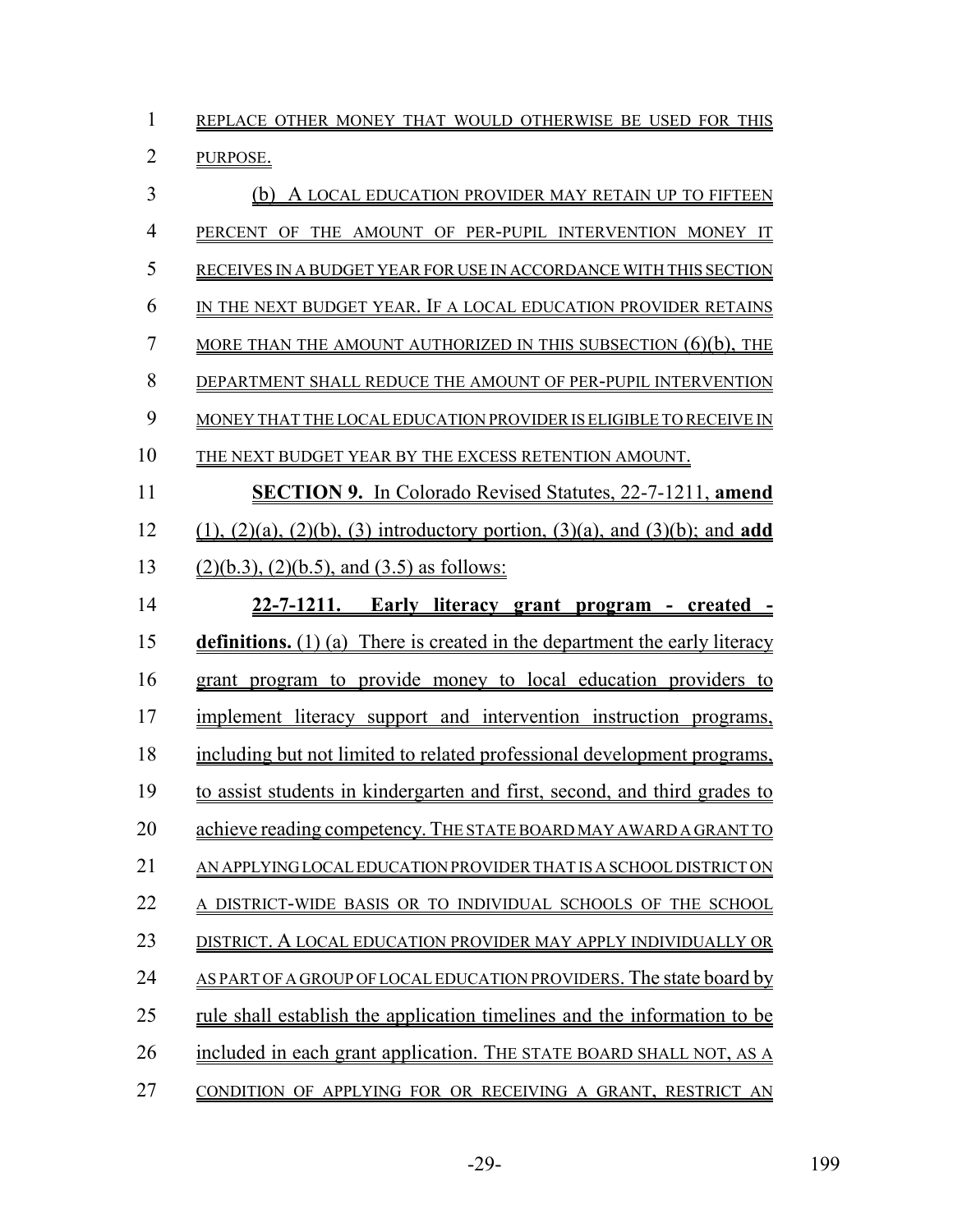REPLACE OTHER MONEY THAT WOULD OTHERWISE BE USED FOR THIS PURPOSE.

(b) A LOCAL EDUCATION PROVIDER MAY RETAIN UP TO FIFTEEN PERCENT OF THE AMOUNT OF PER-PUPIL INTERVENTION MONEY IT RECEIVES IN A BUDGET YEAR FOR USE IN ACCORDANCE WITH THIS SECTION IN THE NEXT BUDGET YEAR. IF A LOCAL EDUCATION PROVIDER RETAINS MORE THAN THE AMOUNT AUTHORIZED IN THIS SUBSECTION (6)(b), THE DEPARTMENT SHALL REDUCE THE AMOUNT OF PER-PUPIL INTERVENTION MONEY THAT THE LOCAL EDUCATION PROVIDER IS ELIGIBLE TO RECEIVE IN THE NEXT BUDGET YEAR BY THE EXCESS RETENTION AMOUNT.

**SECTION 9.** In Colorado Revised Statutes, 22-7-1211, **amend** (1), (2)(a), (2)(b), (3) introductory portion, (3)(a), and (3)(b); and **add** (2)(b.3), (2)(b.5), and (3.5) as follows:

**22-7-1211. Early literacy grant program - created - definitions.** (1) (a) There is created in the department the early literacy grant program to provide money to local education providers to implement literacy support and intervention instruction programs, including but not limited to related professional development programs, to assist students in kindergarten and first, second, and third grades to achieve reading competency. THE STATE BOARD MAY AWARD A GRANT TO AN APPLYING LOCAL EDUCATION PROVIDER THAT IS A SCHOOL DISTRICT ON A DISTRICT-WIDE BASIS OR TO INDIVIDUAL SCHOOLS OF THE SCHOOL DISTRICT. A LOCAL EDUCATION PROVIDER MAY APPLY INDIVIDUALLY OR AS PART OF A GROUP OF LOCAL EDUCATION PROVIDERS. The state board by rule shall establish the application timelines and the information to be included in each grant application. THE STATE BOARD SHALL NOT, AS A CONDITION OF APPLYING FOR OR RECEIVING A GRANT, RESTRICT AN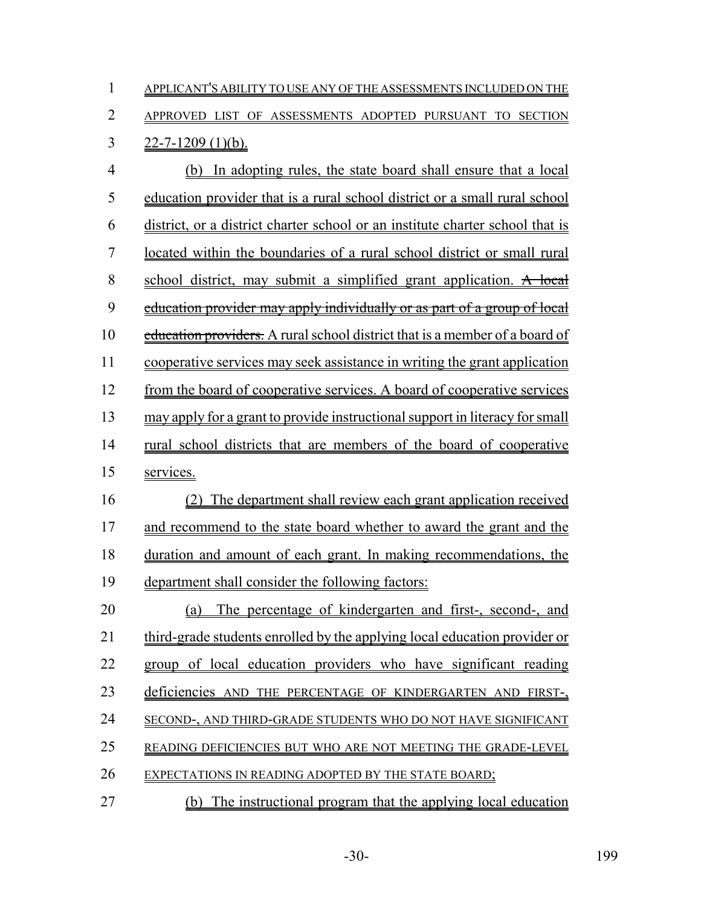APPLICANT'S ABILITY TO USE ANY OF THE ASSESSMENTS INCLUDED ON THE APPROVED LIST OF ASSESSMENTS ADOPTED PURSUANT TO SECTION 22-7-1209 (1)(b).

(b) In adopting rules, the state board shall ensure that a local education provider that is a rural school district or a small rural school district, or a district charter school or an institute charter school that is located within the boundaries of a rural school district or small rural school district, may submit a simplified grant application. ~~A local education provider may apply individually or as part of a group of local education providers.~~ A rural school district that is a member of a board of cooperative services may seek assistance in writing the grant application from the board of cooperative services. A board of cooperative services may apply for a grant to provide instructional support in literacy for small rural school districts that are members of the board of cooperative services.

(2) The department shall review each grant application received and recommend to the state board whether to award the grant and the duration and amount of each grant. In making recommendations, the department shall consider the following factors:

(a) The percentage of kindergarten and first-, second-, and third-grade students enrolled by the applying local education provider or group of local education providers who have significant reading deficiencies AND THE PERCENTAGE OF KINDERGARTEN AND FIRST-, SECOND-, AND THIRD-GRADE STUDENTS WHO DO NOT HAVE SIGNIFICANT READING DEFICIENCIES BUT WHO ARE NOT MEETING THE GRADE-LEVEL EXPECTATIONS IN READING ADOPTED BY THE STATE BOARD;

(b) The instructional program that the applying local education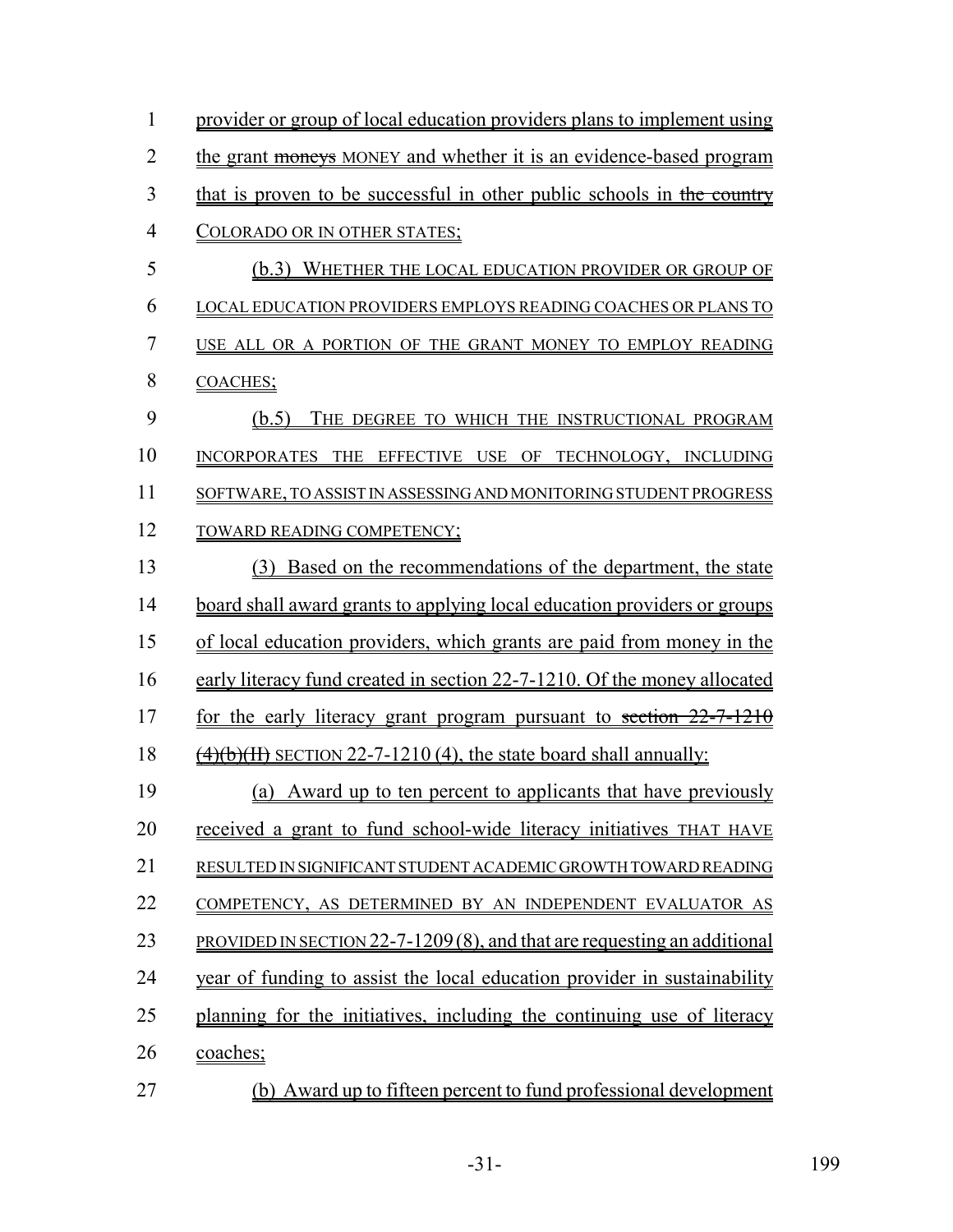provider or group of local education providers plans to implement using the grant ~~moneys~~ MONEY and whether it is an evidence-based program that is proven to be successful in other public schools in ~~the country~~ COLORADO OR IN OTHER STATES;

(b.3) WHETHER THE LOCAL EDUCATION PROVIDER OR GROUP OF LOCAL EDUCATION PROVIDERS EMPLOYS READING COACHES OR PLANS TO USE ALL OR A PORTION OF THE GRANT MONEY TO EMPLOY READING COACHES;

(b.5) THE DEGREE TO WHICH THE INSTRUCTIONAL PROGRAM INCORPORATES THE EFFECTIVE USE OF TECHNOLOGY, INCLUDING SOFTWARE, TO ASSIST IN ASSESSING AND MONITORING STUDENT PROGRESS TOWARD READING COMPETENCY;

(3) Based on the recommendations of the department, the state board shall award grants to applying local education providers or groups of local education providers, which grants are paid from money in the early literacy fund created in section 22-7-1210. Of the money allocated for the early literacy grant program pursuant to ~~section 22-7-1210 (4)(b)(II)~~ SECTION 22-7-1210 (4), the state board shall annually:

(a) Award up to ten percent to applicants that have previously received a grant to fund school-wide literacy initiatives THAT HAVE RESULTED IN SIGNIFICANT STUDENT ACADEMIC GROWTH TOWARD READING COMPETENCY, AS DETERMINED BY AN INDEPENDENT EVALUATOR AS PROVIDED IN SECTION 22-7-1209 (8), and that are requesting an additional year of funding to assist the local education provider in sustainability planning for the initiatives, including the continuing use of literacy coaches;

(b) Award up to fifteen percent to fund professional development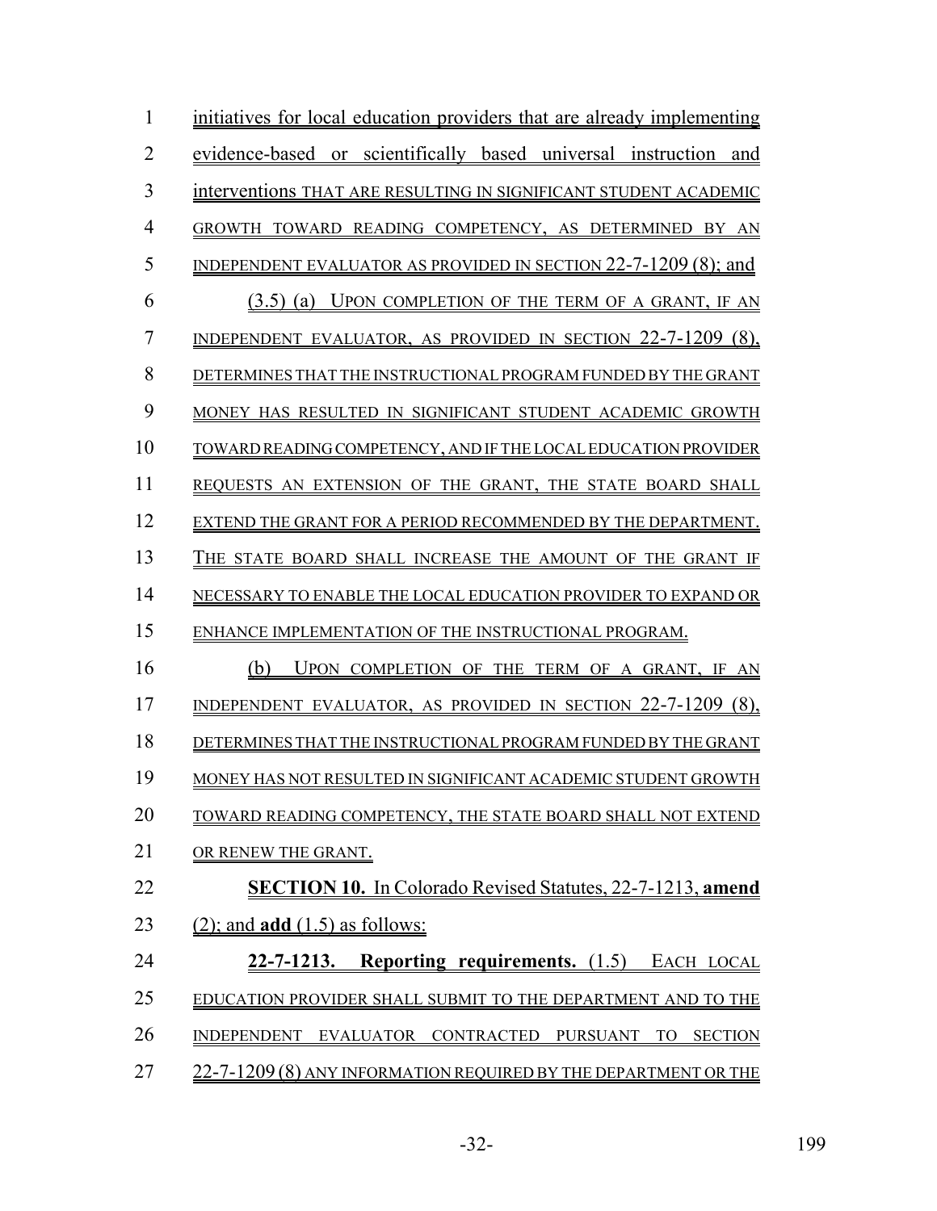initiatives for local education providers that are already implementing evidence-based or scientifically based universal instruction and interventions THAT ARE RESULTING IN SIGNIFICANT STUDENT ACADEMIC GROWTH TOWARD READING COMPETENCY, AS DETERMINED BY AN INDEPENDENT EVALUATOR AS PROVIDED IN SECTION 22-7-1209 (8); and

(3.5) (a) UPON COMPLETION OF THE TERM OF A GRANT, IF AN INDEPENDENT EVALUATOR, AS PROVIDED IN SECTION 22-7-1209 (8), DETERMINES THAT THE INSTRUCTIONAL PROGRAM FUNDED BY THE GRANT MONEY HAS RESULTED IN SIGNIFICANT STUDENT ACADEMIC GROWTH TOWARD READING COMPETENCY, AND IF THE LOCAL EDUCATION PROVIDER REQUESTS AN EXTENSION OF THE GRANT, THE STATE BOARD SHALL EXTEND THE GRANT FOR A PERIOD RECOMMENDED BY THE DEPARTMENT. THE STATE BOARD SHALL INCREASE THE AMOUNT OF THE GRANT IF NECESSARY TO ENABLE THE LOCAL EDUCATION PROVIDER TO EXPAND OR ENHANCE IMPLEMENTATION OF THE INSTRUCTIONAL PROGRAM.

(b) UPON COMPLETION OF THE TERM OF A GRANT, IF AN INDEPENDENT EVALUATOR, AS PROVIDED IN SECTION 22-7-1209 (8), DETERMINES THAT THE INSTRUCTIONAL PROGRAM FUNDED BY THE GRANT MONEY HAS NOT RESULTED IN SIGNIFICANT ACADEMIC STUDENT GROWTH TOWARD READING COMPETENCY, THE STATE BOARD SHALL NOT EXTEND OR RENEW THE GRANT.

**SECTION 10.** In Colorado Revised Statutes, 22-7-1213, **amend** (2); and **add** (1.5) as follows:

**22-7-1213. Reporting requirements.** (1.5) EACH LOCAL EDUCATION PROVIDER SHALL SUBMIT TO THE DEPARTMENT AND TO THE INDEPENDENT EVALUATOR CONTRACTED PURSUANT TO SECTION 22-7-1209 (8) ANY INFORMATION REQUIRED BY THE DEPARTMENT OR THE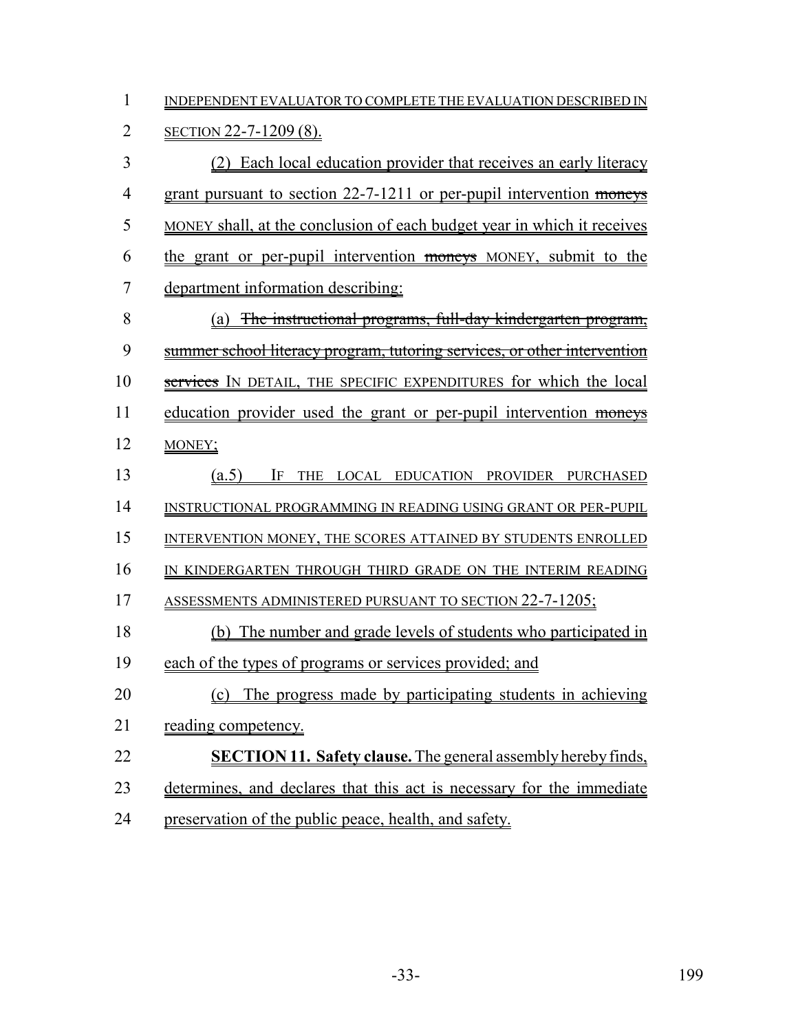INDEPENDENT EVALUATOR TO COMPLETE THE EVALUATION DESCRIBED IN SECTION 22-7-1209 (8).

(2) Each local education provider that receives an early literacy grant pursuant to section 22-7-1211 or per-pupil intervention ~~moneys~~ MONEY shall, at the conclusion of each budget year in which it receives the grant or per-pupil intervention ~~moneys~~ MONEY, submit to the department information describing:

(a) ~~The instructional programs, full-day kindergarten program, summer school literacy program, tutoring services, or other intervention services~~ IN DETAIL, THE SPECIFIC EXPENDITURES for which the local education provider used the grant or per-pupil intervention ~~moneys~~ MONEY;

(a.5) IF THE LOCAL EDUCATION PROVIDER PURCHASED INSTRUCTIONAL PROGRAMMING IN READING USING GRANT OR PER-PUPIL INTERVENTION MONEY, THE SCORES ATTAINED BY STUDENTS ENROLLED IN KINDERGARTEN THROUGH THIRD GRADE ON THE INTERIM READING ASSESSMENTS ADMINISTERED PURSUANT TO SECTION 22-7-1205;

(b) The number and grade levels of students who participated in each of the types of programs or services provided; and

(c) The progress made by participating students in achieving reading competency.

**SECTION 11. Safety clause.** The general assembly hereby finds, determines, and declares that this act is necessary for the immediate preservation of the public peace, health, and safety.